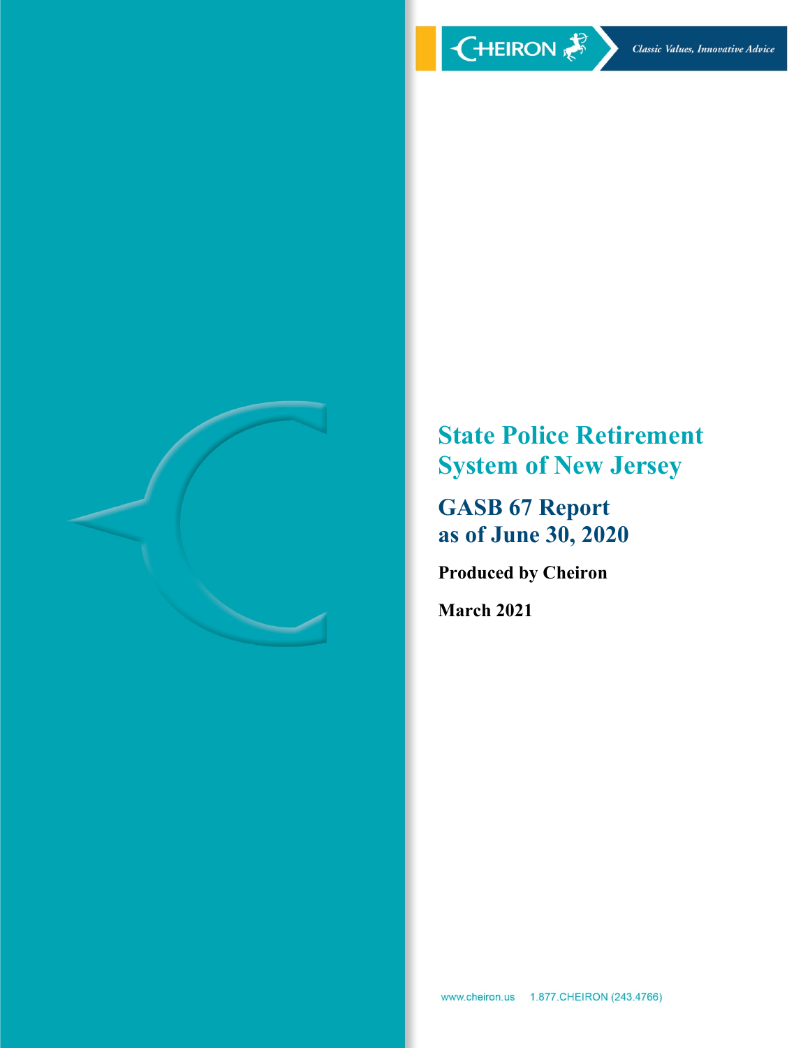CHEIRON

*Classic Values, Innovative Advice*

# State Police Retirement System of New Jersey

## GASB 67 Report as of June 30, 2020

**Produced by Cheiron**

**March 2021**

www.cheiron.us 1.877.CHEIRON (243.4766)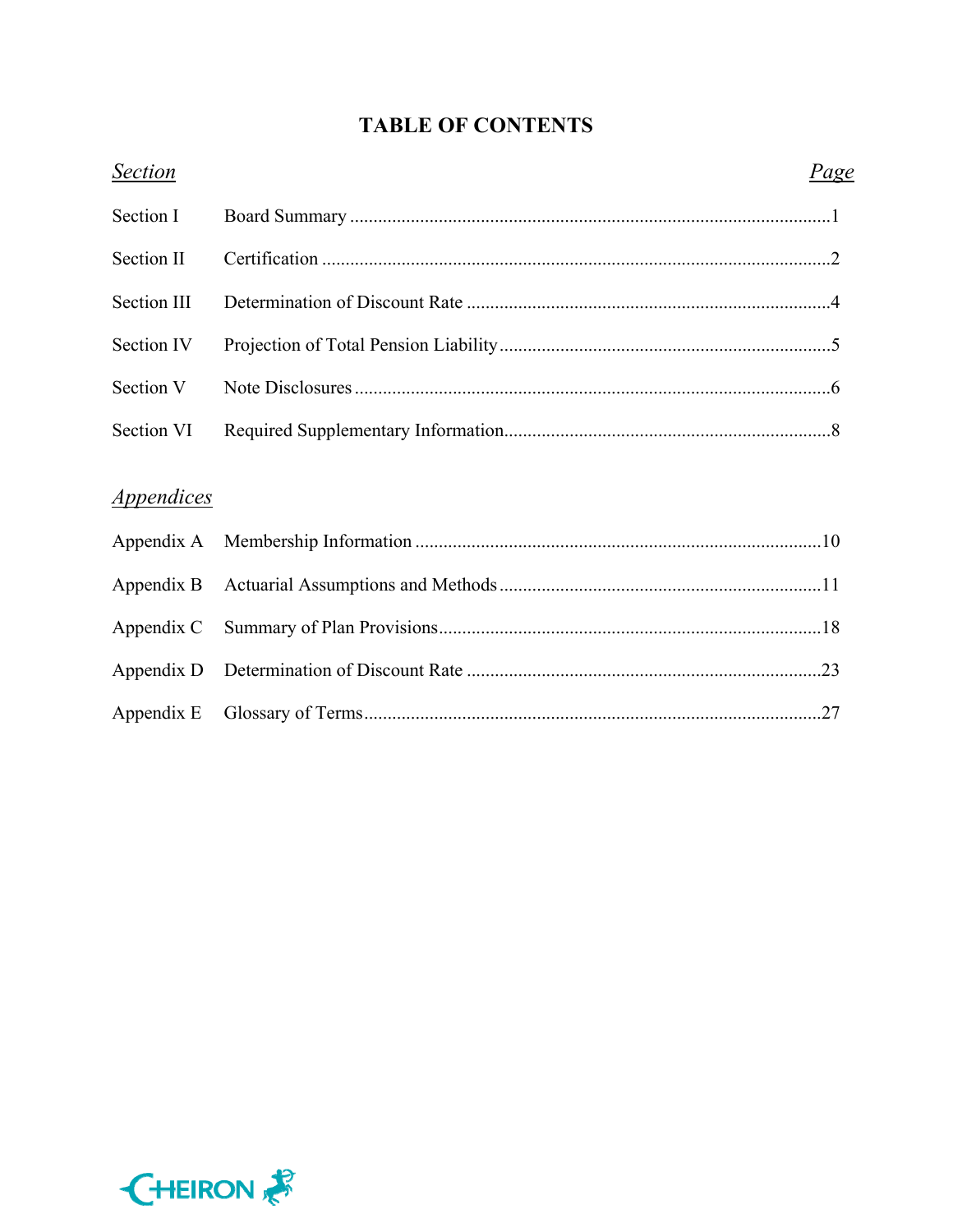# TABLE OF CONTENTS

| *Section* | | *Page* |
|---|---|---|
| Section I | Board Summary | 1 |
| Section II | Certification | 2 |
| Section III | Determination of Discount Rate | 4 |
| Section IV | Projection of Total Pension Liability | 5 |
| Section V | Note Disclosures | 6 |
| Section VI | Required Supplementary Information | 8 |

| *Appendices* | | |
|---|---|---|
| Appendix A | Membership Information | 10 |
| Appendix B | Actuarial Assumptions and Methods | 11 |
| Appendix C | Summary of Plan Provisions | 18 |
| Appendix D | Determination of Discount Rate | 23 |
| Appendix E | Glossary of Terms | 27 |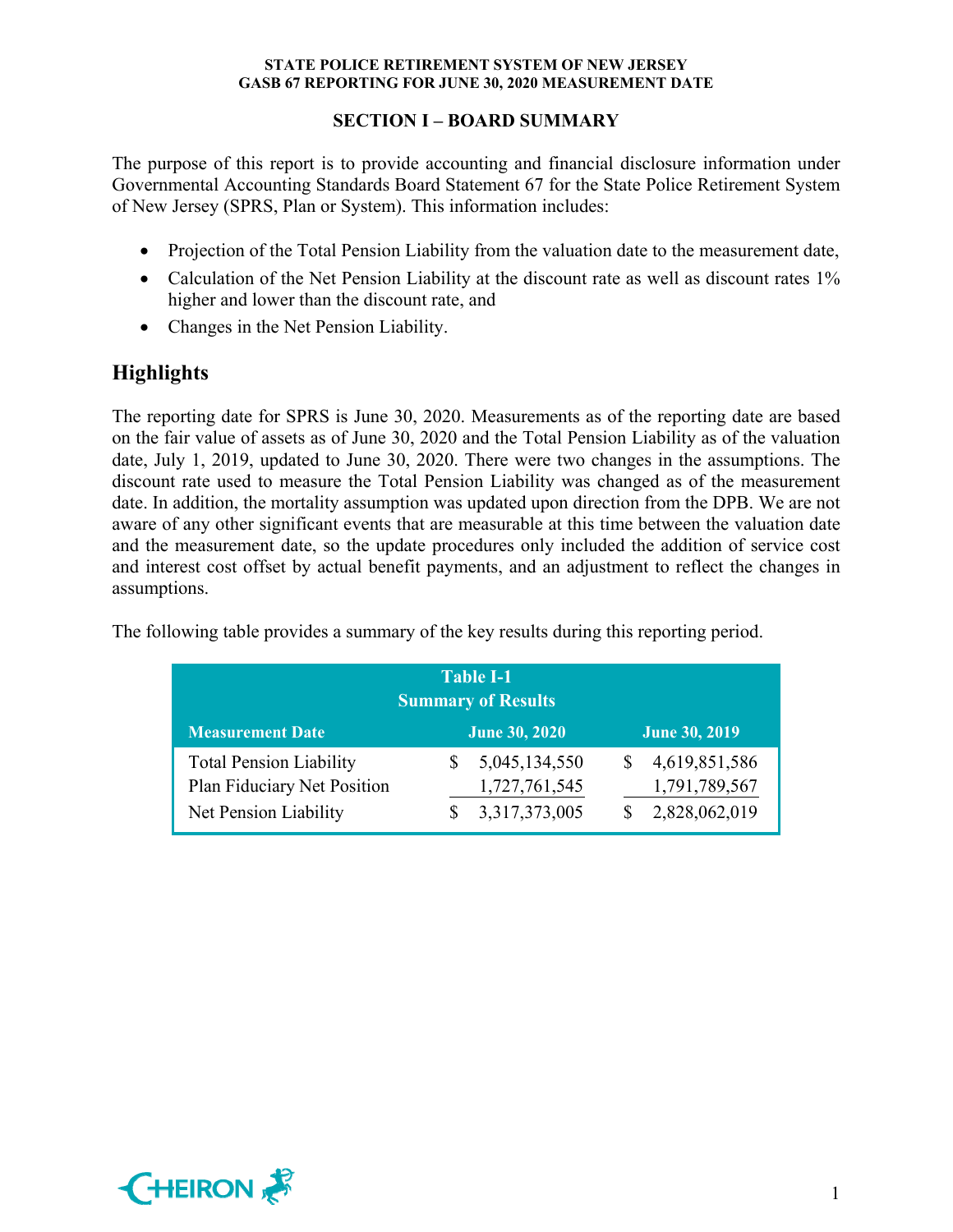## SECTION I – BOARD SUMMARY

The purpose of this report is to provide accounting and financial disclosure information under Governmental Accounting Standards Board Statement 67 for the State Police Retirement System of New Jersey (SPRS, Plan or System). This information includes:

- Projection of the Total Pension Liability from the valuation date to the measurement date,
- Calculation of the Net Pension Liability at the discount rate as well as discount rates 1% higher and lower than the discount rate, and
- Changes in the Net Pension Liability.

## Highlights

The reporting date for SPRS is June 30, 2020. Measurements as of the reporting date are based on the fair value of assets as of June 30, 2020 and the Total Pension Liability as of the valuation date, July 1, 2019, updated to June 30, 2020. There were two changes in the assumptions. The discount rate used to measure the Total Pension Liability was changed as of the measurement date. In addition, the mortality assumption was updated upon direction from the DPB. We are not aware of any other significant events that are measurable at this time between the valuation date and the measurement date, so the update procedures only included the addition of service cost and interest cost offset by actual benefit payments, and an adjustment to reflect the changes in assumptions.

The following table provides a summary of the key results during this reporting period.

**Table I-1**
**Summary of Results**

| Measurement Date | June 30, 2020 | June 30, 2019 |
|---|---|---|
| Total Pension Liability | $ 5,045,134,550 | $ 4,619,851,586 |
| Plan Fiduciary Net Position | 1,727,761,545 | 1,791,789,567 |
| Net Pension Liability | $ 3,317,373,005 | $ 2,828,062,019 |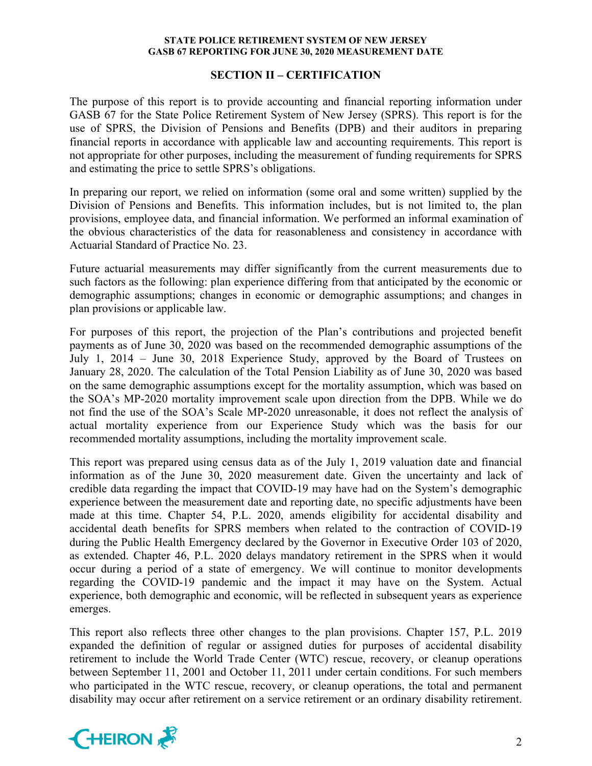## SECTION II – CERTIFICATION

The purpose of this report is to provide accounting and financial reporting information under GASB 67 for the State Police Retirement System of New Jersey (SPRS). This report is for the use of SPRS, the Division of Pensions and Benefits (DPB) and their auditors in preparing financial reports in accordance with applicable law and accounting requirements. This report is not appropriate for other purposes, including the measurement of funding requirements for SPRS and estimating the price to settle SPRS's obligations.

In preparing our report, we relied on information (some oral and some written) supplied by the Division of Pensions and Benefits. This information includes, but is not limited to, the plan provisions, employee data, and financial information. We performed an informal examination of the obvious characteristics of the data for reasonableness and consistency in accordance with Actuarial Standard of Practice No. 23.

Future actuarial measurements may differ significantly from the current measurements due to such factors as the following: plan experience differing from that anticipated by the economic or demographic assumptions; changes in economic or demographic assumptions; and changes in plan provisions or applicable law.

For purposes of this report, the projection of the Plan's contributions and projected benefit payments as of June 30, 2020 was based on the recommended demographic assumptions of the July 1, 2014 – June 30, 2018 Experience Study, approved by the Board of Trustees on January 28, 2020. The calculation of the Total Pension Liability as of June 30, 2020 was based on the same demographic assumptions except for the mortality assumption, which was based on the SOA's MP-2020 mortality improvement scale upon direction from the DPB. While we do not find the use of the SOA's Scale MP-2020 unreasonable, it does not reflect the analysis of actual mortality experience from our Experience Study which was the basis for our recommended mortality assumptions, including the mortality improvement scale.

This report was prepared using census data as of the July 1, 2019 valuation date and financial information as of the June 30, 2020 measurement date. Given the uncertainty and lack of credible data regarding the impact that COVID-19 may have had on the System's demographic experience between the measurement date and reporting date, no specific adjustments have been made at this time. Chapter 54, P.L. 2020, amends eligibility for accidental disability and accidental death benefits for SPRS members when related to the contraction of COVID-19 during the Public Health Emergency declared by the Governor in Executive Order 103 of 2020, as extended. Chapter 46, P.L. 2020 delays mandatory retirement in the SPRS when it would occur during a period of a state of emergency. We will continue to monitor developments regarding the COVID-19 pandemic and the impact it may have on the System. Actual experience, both demographic and economic, will be reflected in subsequent years as experience emerges.

This report also reflects three other changes to the plan provisions. Chapter 157, P.L. 2019 expanded the definition of regular or assigned duties for purposes of accidental disability retirement to include the World Trade Center (WTC) rescue, recovery, or cleanup operations between September 11, 2001 and October 11, 2011 under certain conditions. For such members who participated in the WTC rescue, recovery, or cleanup operations, the total and permanent disability may occur after retirement on a service retirement or an ordinary disability retirement.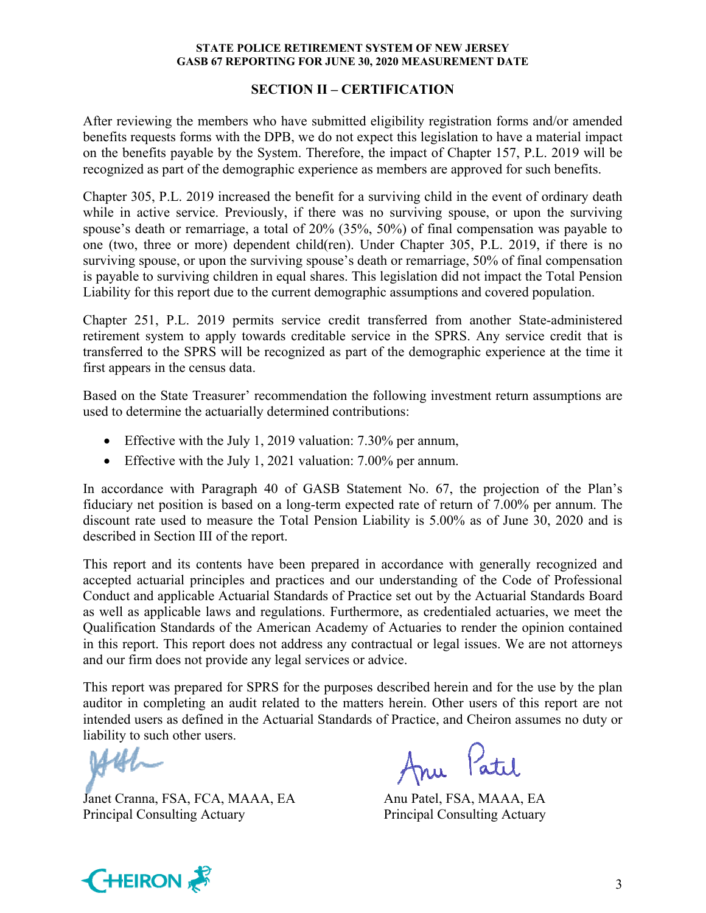## SECTION II – CERTIFICATION

After reviewing the members who have submitted eligibility registration forms and/or amended benefits requests forms with the DPB, we do not expect this legislation to have a material impact on the benefits payable by the System. Therefore, the impact of Chapter 157, P.L. 2019 will be recognized as part of the demographic experience as members are approved for such benefits.

Chapter 305, P.L. 2019 increased the benefit for a surviving child in the event of ordinary death while in active service. Previously, if there was no surviving spouse, or upon the surviving spouse's death or remarriage, a total of 20% (35%, 50%) of final compensation was payable to one (two, three or more) dependent child(ren). Under Chapter 305, P.L. 2019, if there is no surviving spouse, or upon the surviving spouse's death or remarriage, 50% of final compensation is payable to surviving children in equal shares. This legislation did not impact the Total Pension Liability for this report due to the current demographic assumptions and covered population.

Chapter 251, P.L. 2019 permits service credit transferred from another State-administered retirement system to apply towards creditable service in the SPRS. Any service credit that is transferred to the SPRS will be recognized as part of the demographic experience at the time it first appears in the census data.

Based on the State Treasurer' recommendation the following investment return assumptions are used to determine the actuarially determined contributions:

- Effective with the July 1, 2019 valuation: 7.30% per annum,
- Effective with the July 1, 2021 valuation: 7.00% per annum.

In accordance with Paragraph 40 of GASB Statement No. 67, the projection of the Plan's fiduciary net position is based on a long-term expected rate of return of 7.00% per annum. The discount rate used to measure the Total Pension Liability is 5.00% as of June 30, 2020 and is described in Section III of the report.

This report and its contents have been prepared in accordance with generally recognized and accepted actuarial principles and practices and our understanding of the Code of Professional Conduct and applicable Actuarial Standards of Practice set out by the Actuarial Standards Board as well as applicable laws and regulations. Furthermore, as credentialed actuaries, we meet the Qualification Standards of the American Academy of Actuaries to render the opinion contained in this report. This report does not address any contractual or legal issues. We are not attorneys and our firm does not provide any legal services or advice.

This report was prepared for SPRS for the purposes described herein and for the use by the plan auditor in completing an audit related to the matters herein. Other users of this report are not intended users as defined in the Actuarial Standards of Practice, and Cheiron assumes no duty or liability to such other users.

Janet Cranna, FSA, FCA, MAAA, EA
Principal Consulting Actuary

Anu Patel, FSA, MAAA, EA
Principal Consulting Actuary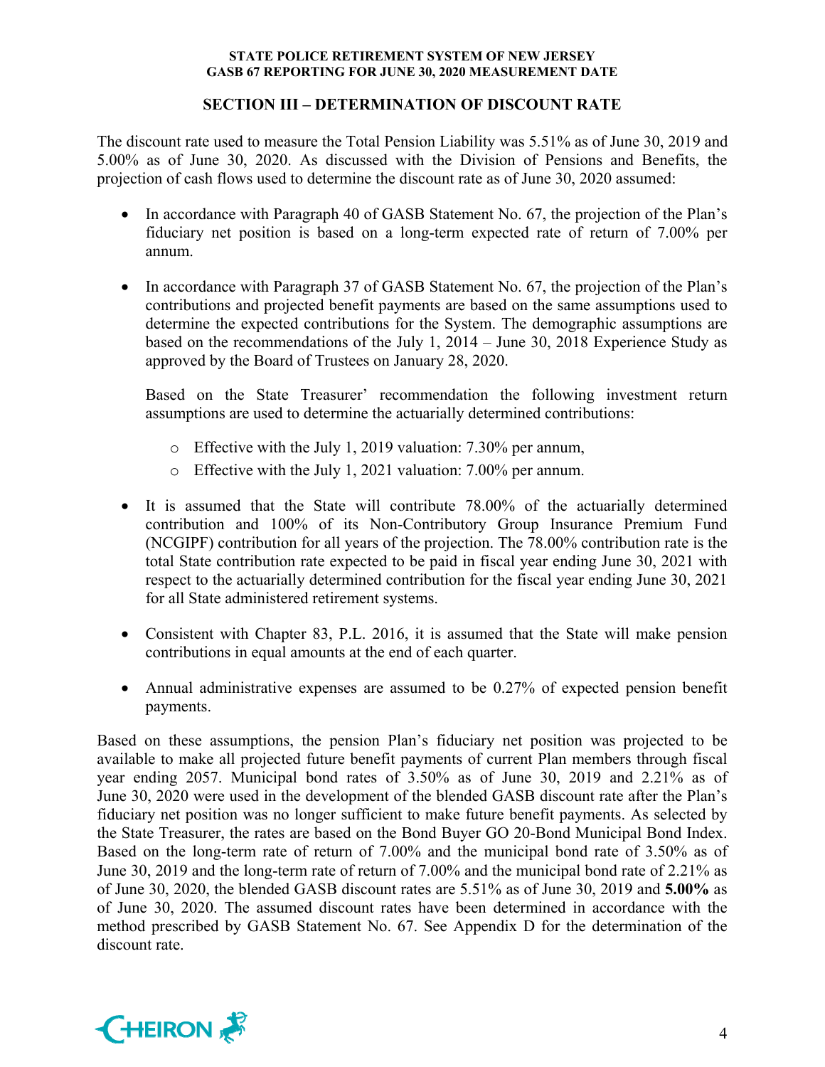## SECTION III – DETERMINATION OF DISCOUNT RATE

The discount rate used to measure the Total Pension Liability was 5.51% as of June 30, 2019 and 5.00% as of June 30, 2020. As discussed with the Division of Pensions and Benefits, the projection of cash flows used to determine the discount rate as of June 30, 2020 assumed:

- In accordance with Paragraph 40 of GASB Statement No. 67, the projection of the Plan's fiduciary net position is based on a long-term expected rate of return of 7.00% per annum.
- In accordance with Paragraph 37 of GASB Statement No. 67, the projection of the Plan's contributions and projected benefit payments are based on the same assumptions used to determine the expected contributions for the System. The demographic assumptions are based on the recommendations of the July 1, 2014 – June 30, 2018 Experience Study as approved by the Board of Trustees on January 28, 2020.

  Based on the State Treasurer' recommendation the following investment return assumptions are used to determine the actuarially determined contributions:

  - Effective with the July 1, 2019 valuation: 7.30% per annum,
  - Effective with the July 1, 2021 valuation: 7.00% per annum.
- It is assumed that the State will contribute 78.00% of the actuarially determined contribution and 100% of its Non-Contributory Group Insurance Premium Fund (NCGIPF) contribution for all years of the projection. The 78.00% contribution rate is the total State contribution rate expected to be paid in fiscal year ending June 30, 2021 with respect to the actuarially determined contribution for the fiscal year ending June 30, 2021 for all State administered retirement systems.
- Consistent with Chapter 83, P.L. 2016, it is assumed that the State will make pension contributions in equal amounts at the end of each quarter.
- Annual administrative expenses are assumed to be 0.27% of expected pension benefit payments.

Based on these assumptions, the pension Plan's fiduciary net position was projected to be available to make all projected future benefit payments of current Plan members through fiscal year ending 2057. Municipal bond rates of 3.50% as of June 30, 2019 and 2.21% as of June 30, 2020 were used in the development of the blended GASB discount rate after the Plan's fiduciary net position was no longer sufficient to make future benefit payments. As selected by the State Treasurer, the rates are based on the Bond Buyer GO 20-Bond Municipal Bond Index. Based on the long-term rate of return of 7.00% and the municipal bond rate of 3.50% as of June 30, 2019 and the long-term rate of return of 7.00% and the municipal bond rate of 2.21% as of June 30, 2020, the blended GASB discount rates are 5.51% as of June 30, 2019 and **5.00%** as of June 30, 2020. The assumed discount rates have been determined in accordance with the method prescribed by GASB Statement No. 67. See Appendix D for the determination of the discount rate.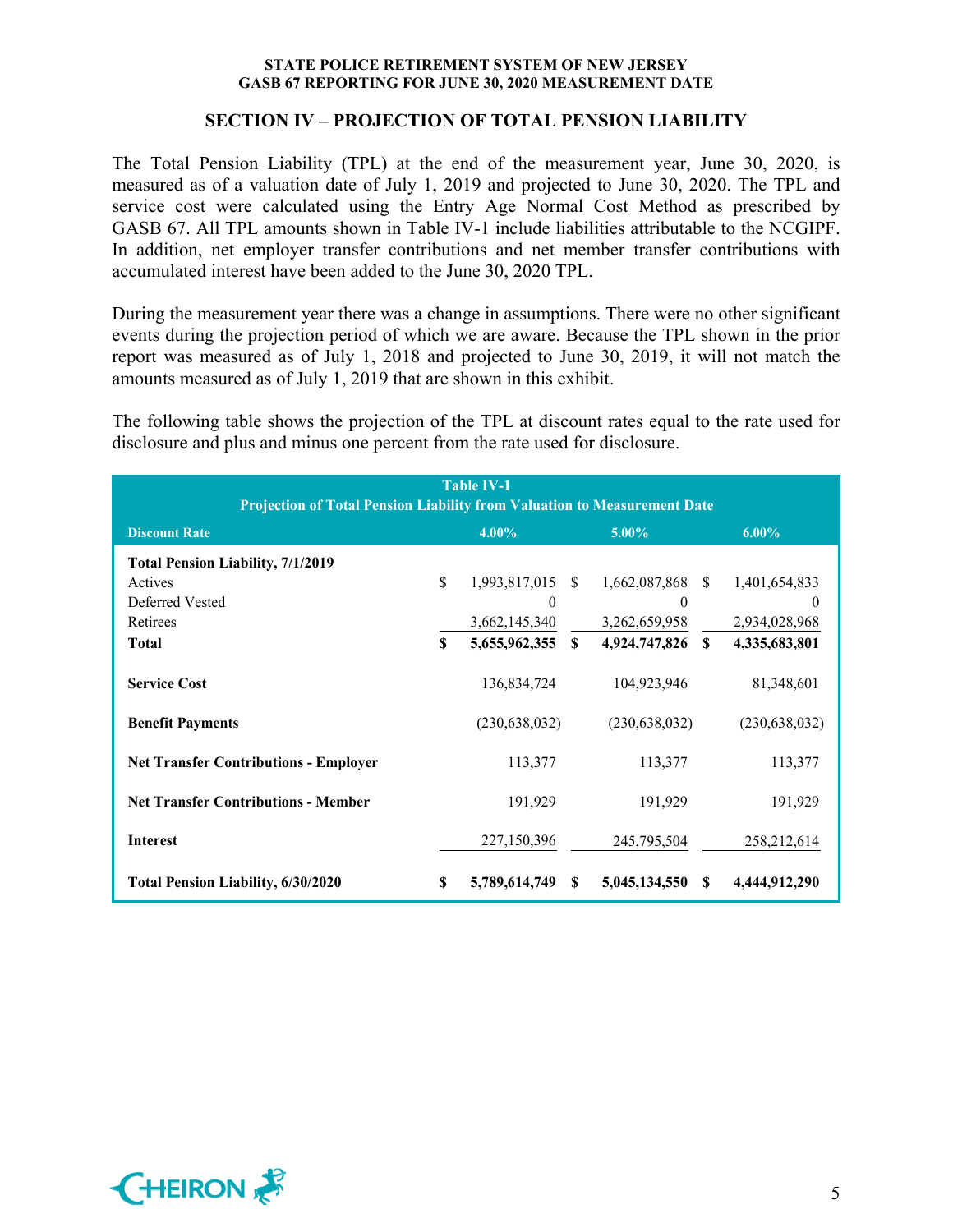## SECTION IV – PROJECTION OF TOTAL PENSION LIABILITY

The Total Pension Liability (TPL) at the end of the measurement year, June 30, 2020, is measured as of a valuation date of July 1, 2019 and projected to June 30, 2020. The TPL and service cost were calculated using the Entry Age Normal Cost Method as prescribed by GASB 67. All TPL amounts shown in Table IV-1 include liabilities attributable to the NCGIPF. In addition, net employer transfer contributions and net member transfer contributions with accumulated interest have been added to the June 30, 2020 TPL.

During the measurement year there was a change in assumptions. There were no other significant events during the projection period of which we are aware. Because the TPL shown in the prior report was measured as of July 1, 2018 and projected to June 30, 2019, it will not match the amounts measured as of July 1, 2019 that are shown in this exhibit.

The following table shows the projection of the TPL at discount rates equal to the rate used for disclosure and plus and minus one percent from the rate used for disclosure.

**Table IV-1**
**Projection of Total Pension Liability from Valuation to Measurement Date**

| Discount Rate | 4.00% | 5.00% | 6.00% |
|---|---|---|---|
| **Total Pension Liability, 7/1/2019** | | | |
| Actives | $ 1,993,817,015 | $ 1,662,087,868 | $ 1,401,654,833 |
| Deferred Vested | 0 | 0 | 0 |
| Retirees | 3,662,145,340 | 3,262,659,958 | 2,934,028,968 |
| **Total** | **$ 5,655,962,355** | **$ 4,924,747,826** | **$ 4,335,683,801** |
| **Service Cost** | 136,834,724 | 104,923,946 | 81,348,601 |
| **Benefit Payments** | (230,638,032) | (230,638,032) | (230,638,032) |
| **Net Transfer Contributions - Employer** | 113,377 | 113,377 | 113,377 |
| **Net Transfer Contributions - Member** | 191,929 | 191,929 | 191,929 |
| **Interest** | 227,150,396 | 245,795,504 | 258,212,614 |
| **Total Pension Liability, 6/30/2020** | **$ 5,789,614,749** | **$ 5,045,134,550** | **$ 4,444,912,290** |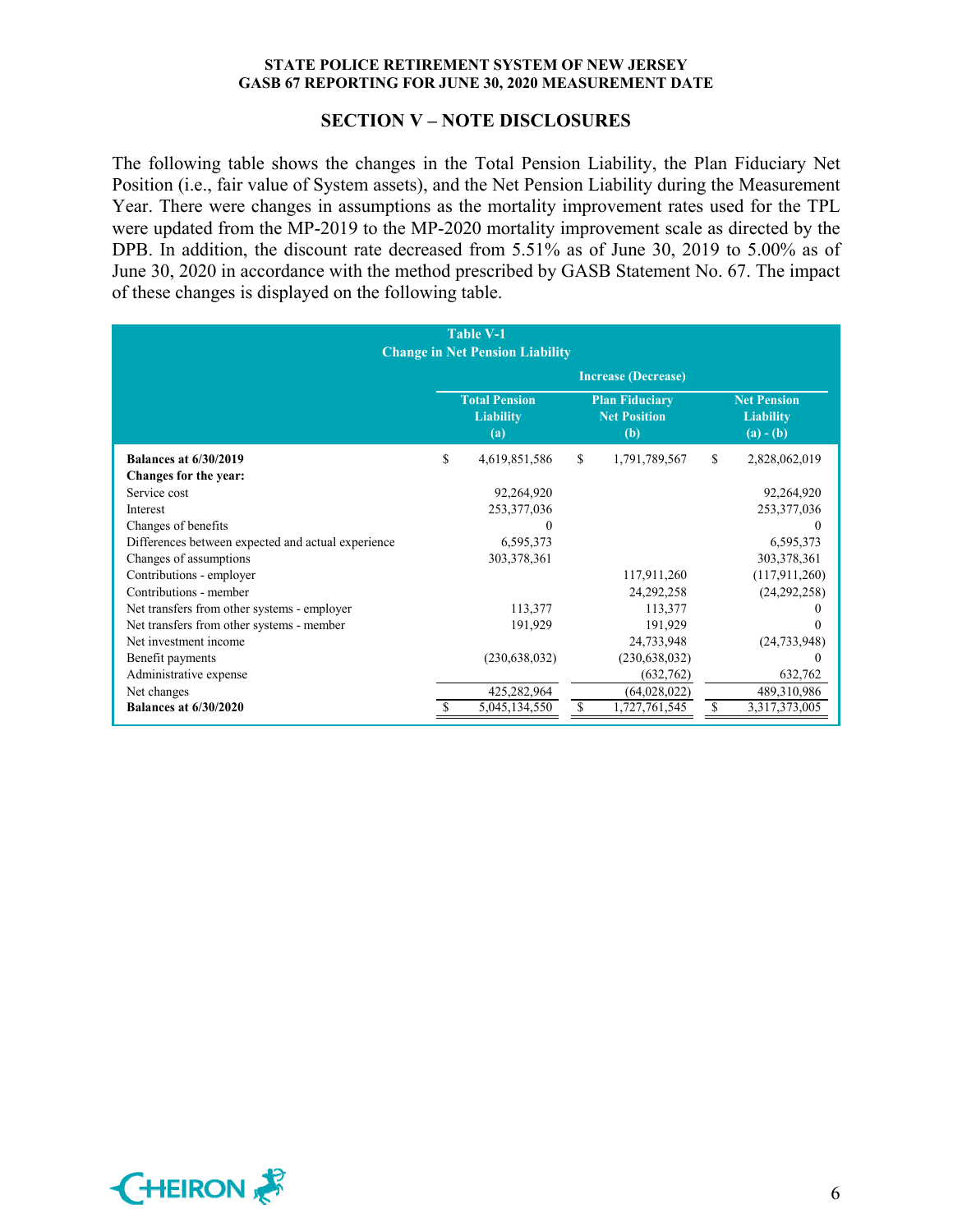## SECTION V – NOTE DISCLOSURES

The following table shows the changes in the Total Pension Liability, the Plan Fiduciary Net Position (i.e., fair value of System assets), and the Net Pension Liability during the Measurement Year. There were changes in assumptions as the mortality improvement rates used for the TPL were updated from the MP-2019 to the MP-2020 mortality improvement scale as directed by the DPB. In addition, the discount rate decreased from 5.51% as of June 30, 2019 to 5.00% as of June 30, 2020 in accordance with the method prescribed by GASB Statement No. 67. The impact of these changes is displayed on the following table.

**Table V-1**
**Change in Net Pension Liability**

| | Increase (Decrease) | | |
|---|---|---|---|
| | **Total Pension Liability (a)** | **Plan Fiduciary Net Position (b)** | **Net Pension Liability (a) - (b)** |
| **Balances at 6/30/2019** | $ 4,619,851,586 | $ 1,791,789,567 | $ 2,828,062,019 |
| **Changes for the year:** | | | |
| Service cost | 92,264,920 | | 92,264,920 |
| Interest | 253,377,036 | | 253,377,036 |
| Changes of benefits | 0 | | 0 |
| Differences between expected and actual experience | 6,595,373 | | 6,595,373 |
| Changes of assumptions | 303,378,361 | | 303,378,361 |
| Contributions - employer | | 117,911,260 | (117,911,260) |
| Contributions - member | | 24,292,258 | (24,292,258) |
| Net transfers from other systems - employer | 113,377 | 113,377 | 0 |
| Net transfers from other systems - member | 191,929 | 191,929 | 0 |
| Net investment income | | 24,733,948 | (24,733,948) |
| Benefit payments | (230,638,032) | (230,638,032) | 0 |
| Administrative expense | | (632,762) | 632,762 |
| Net changes | 425,282,964 | (64,028,022) | 489,310,986 |
| **Balances at 6/30/2020** | $ 5,045,134,550 | $ 1,727,761,545 | $ 3,317,373,005 |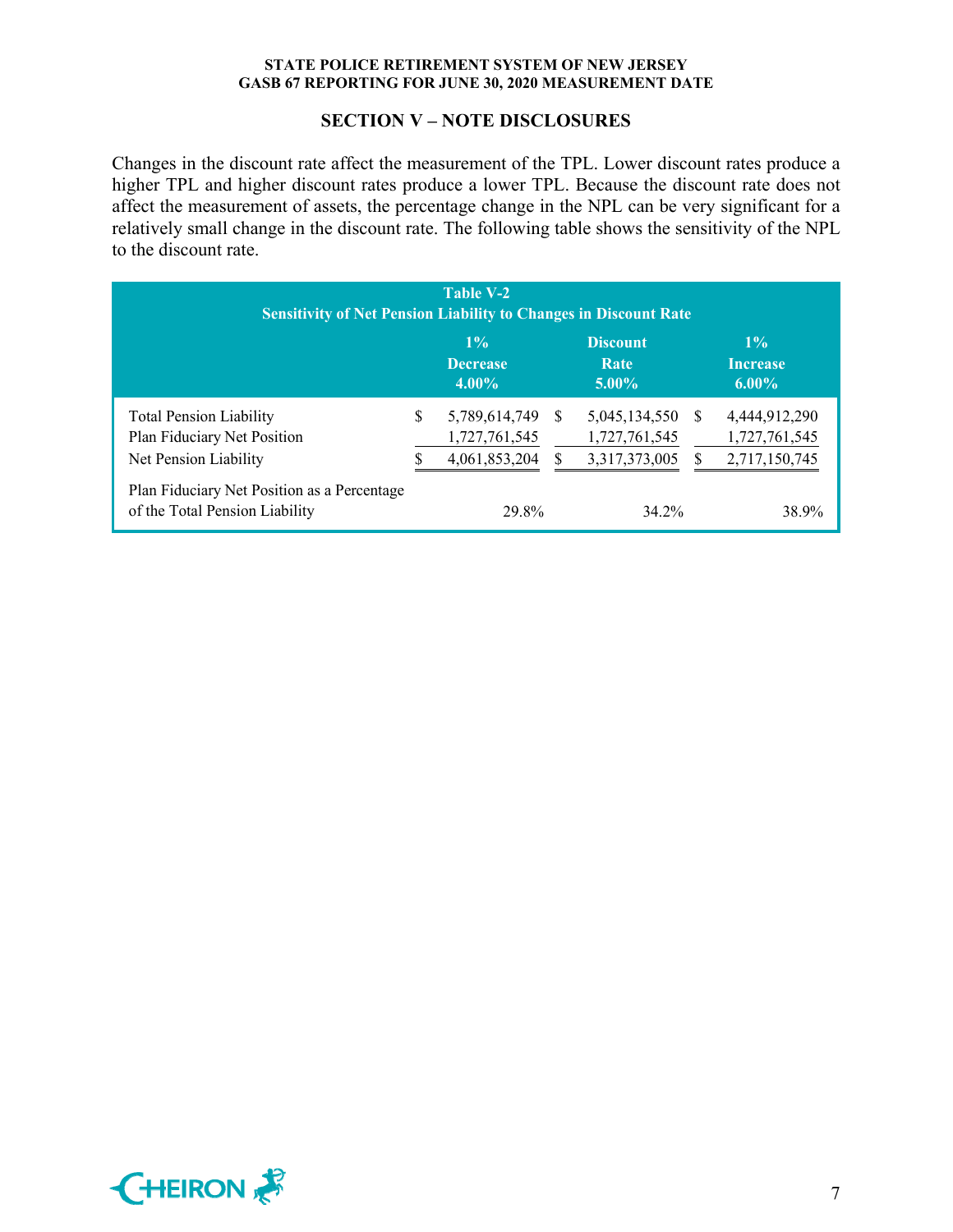## SECTION V – NOTE DISCLOSURES

Changes in the discount rate affect the measurement of the TPL. Lower discount rates produce a higher TPL and higher discount rates produce a lower TPL. Because the discount rate does not affect the measurement of assets, the percentage change in the NPL can be very significant for a relatively small change in the discount rate. The following table shows the sensitivity of the NPL to the discount rate.

**Table V-2**
**Sensitivity of Net Pension Liability to Changes in Discount Rate**

| | 1% Decrease 4.00% | Discount Rate 5.00% | 1% Increase 6.00% |
|---|---|---|---|
| Total Pension Liability | $ 5,789,614,749 | $ 5,045,134,550 | $ 4,444,912,290 |
| Plan Fiduciary Net Position | 1,727,761,545 | 1,727,761,545 | 1,727,761,545 |
| Net Pension Liability | $ 4,061,853,204 | $ 3,317,373,005 | $ 2,717,150,745 |
| Plan Fiduciary Net Position as a Percentage of the Total Pension Liability | 29.8% | 34.2% | 38.9% |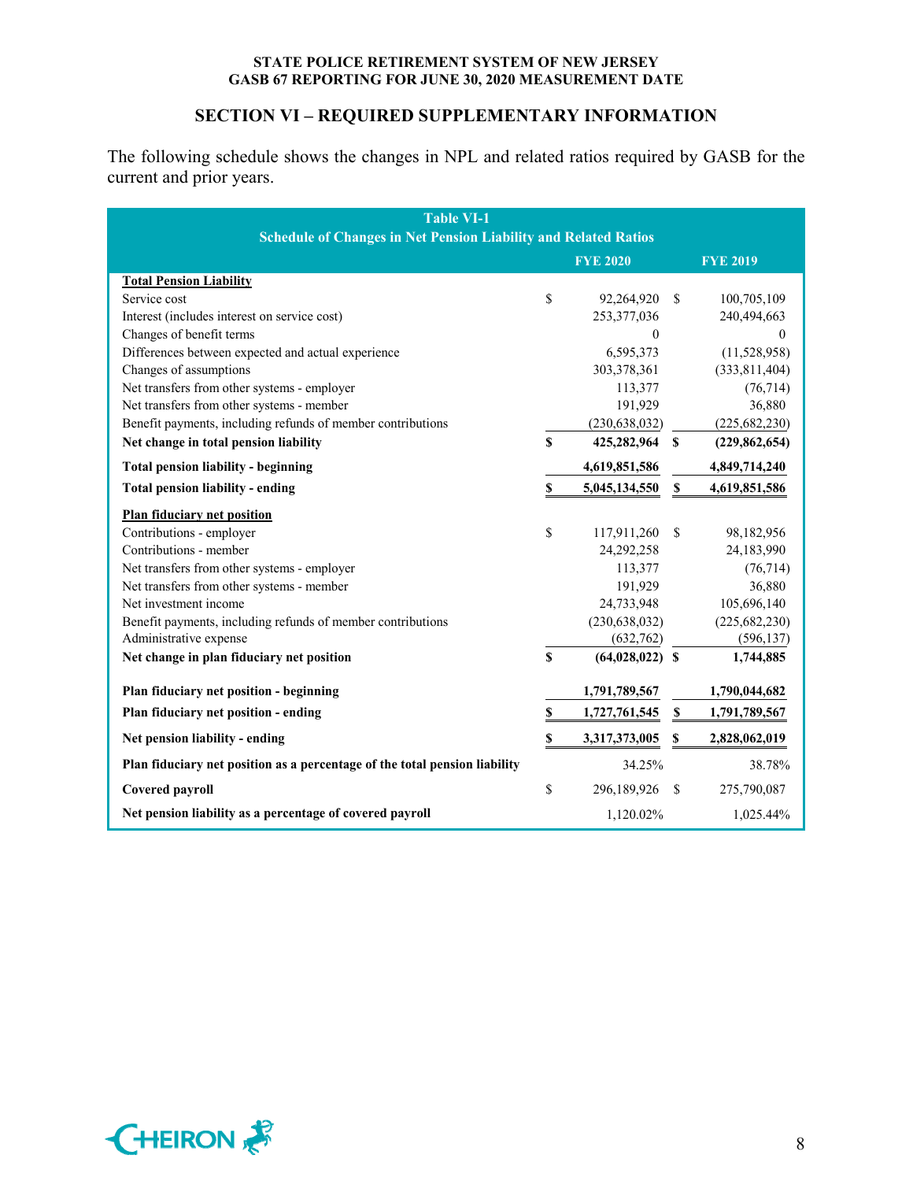## SECTION VI – REQUIRED SUPPLEMENTARY INFORMATION

The following schedule shows the changes in NPL and related ratios required by GASB for the current and prior years.

| Table VI-1<br>Schedule of Changes in Net Pension Liability and Related Ratios | FYE 2020 | FYE 2019 |
|---|---|---|
| **Total Pension Liability** | | |
| Service cost | $ 92,264,920 | $ 100,705,109 |
| Interest (includes interest on service cost) | 253,377,036 | 240,494,663 |
| Changes of benefit terms | 0 | 0 |
| Differences between expected and actual experience | 6,595,373 | (11,528,958) |
| Changes of assumptions | 303,378,361 | (333,811,404) |
| Net transfers from other systems - employer | 113,377 | (76,714) |
| Net transfers from other systems - member | 191,929 | 36,880 |
| Benefit payments, including refunds of member contributions | (230,638,032) | (225,682,230) |
| **Net change in total pension liability** | **$ 425,282,964** | **$ (229,862,654)** |
| **Total pension liability - beginning** | **4,619,851,586** | **4,849,714,240** |
| **Total pension liability - ending** | **$ 5,045,134,550** | **$ 4,619,851,586** |
| **Plan fiduciary net position** | | |
| Contributions - employer | $ 117,911,260 | $ 98,182,956 |
| Contributions - member | 24,292,258 | 24,183,990 |
| Net transfers from other systems - employer | 113,377 | (76,714) |
| Net transfers from other systems - member | 191,929 | 36,880 |
| Net investment income | 24,733,948 | 105,696,140 |
| Benefit payments, including refunds of member contributions | (230,638,032) | (225,682,230) |
| Administrative expense | (632,762) | (596,137) |
| **Net change in plan fiduciary net position** | **$ (64,028,022)** | **$ 1,744,885** |
| **Plan fiduciary net position - beginning** | **1,791,789,567** | **1,790,044,682** |
| **Plan fiduciary net position - ending** | **$ 1,727,761,545** | **$ 1,791,789,567** |
| **Net pension liability - ending** | **$ 3,317,373,005** | **$ 2,828,062,019** |
| **Plan fiduciary net position as a percentage of the total pension liability** | 34.25% | 38.78% |
| **Covered payroll** | $ 296,189,926 | $ 275,790,087 |
| **Net pension liability as a percentage of covered payroll** | 1,120.02% | 1,025.44% |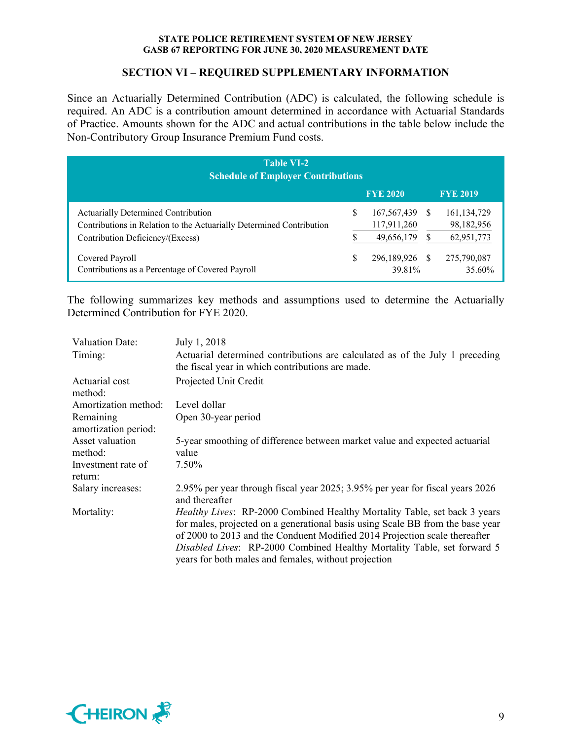## SECTION VI – REQUIRED SUPPLEMENTARY INFORMATION

Since an Actuarially Determined Contribution (ADC) is calculated, the following schedule is required. An ADC is a contribution amount determined in accordance with Actuarial Standards of Practice. Amounts shown for the ADC and actual contributions in the table below include the Non-Contributory Group Insurance Premium Fund costs.

**Table VI-2**
**Schedule of Employer Contributions**

| | FYE 2020 | FYE 2019 |
|---|---|---|
| Actuarially Determined Contribution | $ 167,567,439 | $ 161,134,729 |
| Contributions in Relation to the Actuarially Determined Contribution | 117,911,260 | 98,182,956 |
| Contribution Deficiency/(Excess) | $ 49,656,179 | $ 62,951,773 |
| Covered Payroll | $ 296,189,926 | $ 275,790,087 |
| Contributions as a Percentage of Covered Payroll | 39.81% | 35.60% |

The following summarizes key methods and assumptions used to determine the Actuarially Determined Contribution for FYE 2020.

| | |
|---|---|
| Valuation Date: | July 1, 2018 |
| Timing: | Actuarial determined contributions are calculated as of the July 1 preceding the fiscal year in which contributions are made. |
| Actuarial cost method: | Projected Unit Credit |
| Amortization method: | Level dollar |
| Remaining amortization period: | Open 30-year period |
| Asset valuation method: | 5-year smoothing of difference between market value and expected actuarial value |
| Investment rate of return: | 7.50% |
| Salary increases: | 2.95% per year through fiscal year 2025; 3.95% per year for fiscal years 2026 and thereafter |
| Mortality: | *Healthy Lives*: RP-2000 Combined Healthy Mortality Table, set back 3 years for males, projected on a generational basis using Scale BB from the base year of 2000 to 2013 and the Conduent Modified 2014 Projection scale thereafter *Disabled Lives*: RP-2000 Combined Healthy Mortality Table, set forward 5 years for both males and females, without projection |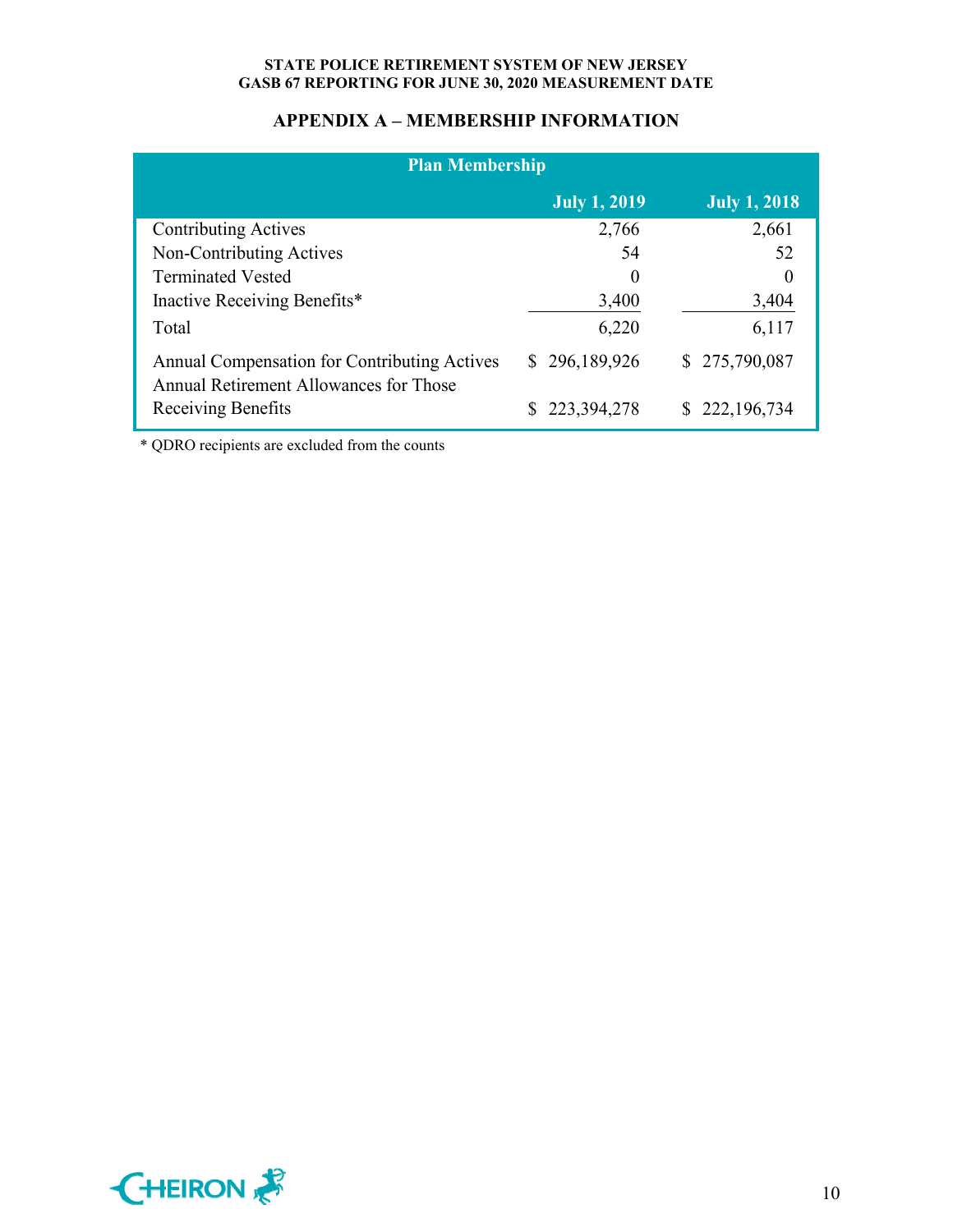## APPENDIX A – MEMBERSHIP INFORMATION

| Plan Membership | | |
|---|---|---|
| | **July 1, 2019** | **July 1, 2018** |
| Contributing Actives | 2,766 | 2,661 |
| Non-Contributing Actives | 54 | 52 |
| Terminated Vested | 0 | 0 |
| Inactive Receiving Benefits* | 3,400 | 3,404 |
| Total | 6,220 | 6,117 |
| Annual Compensation for Contributing Actives | $ 296,189,926 | $ 275,790,087 |
| Annual Retirement Allowances for Those Receiving Benefits | $ 223,394,278 | $ 222,196,734 |

* QDRO recipients are excluded from the counts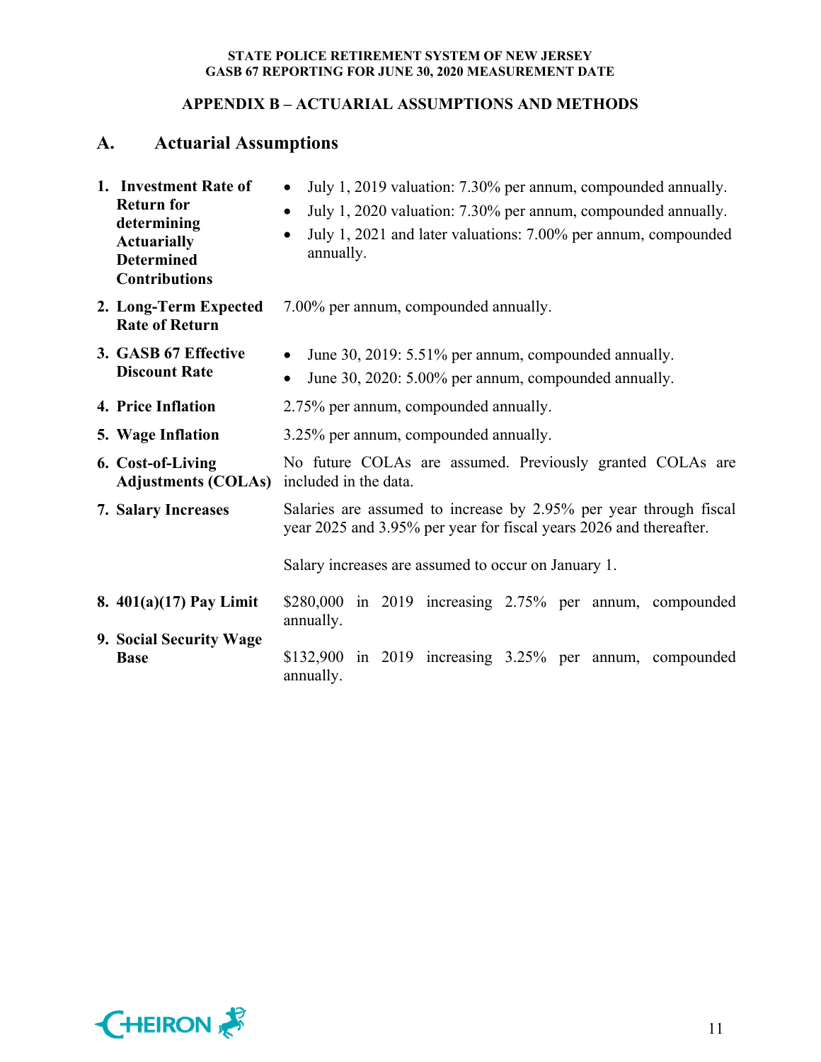## APPENDIX B – ACTUARIAL ASSUMPTIONS AND METHODS

### A. Actuarial Assumptions

**1. Investment Rate of Return for determining Actuarially Determined Contributions**

- July 1, 2019 valuation: 7.30% per annum, compounded annually.
- July 1, 2020 valuation: 7.30% per annum, compounded annually.
- July 1, 2021 and later valuations: 7.00% per annum, compounded annually.

**2. Long-Term Expected Rate of Return**

7.00% per annum, compounded annually.

**3. GASB 67 Effective Discount Rate**

- June 30, 2019: 5.51% per annum, compounded annually.
- June 30, 2020: 5.00% per annum, compounded annually.

**4. Price Inflation**

2.75% per annum, compounded annually.

**5. Wage Inflation**

3.25% per annum, compounded annually.

**6. Cost-of-Living Adjustments (COLAs)**

No future COLAs are assumed. Previously granted COLAs are included in the data.

**7. Salary Increases**

Salaries are assumed to increase by 2.95% per year through fiscal year 2025 and 3.95% per year for fiscal years 2026 and thereafter.

Salary increases are assumed to occur on January 1.

**8. 401(a)(17) Pay Limit**

$280,000 in 2019 increasing 2.75% per annum, compounded annually.

**9. Social Security Wage Base**

$132,900 in 2019 increasing 3.25% per annum, compounded annually.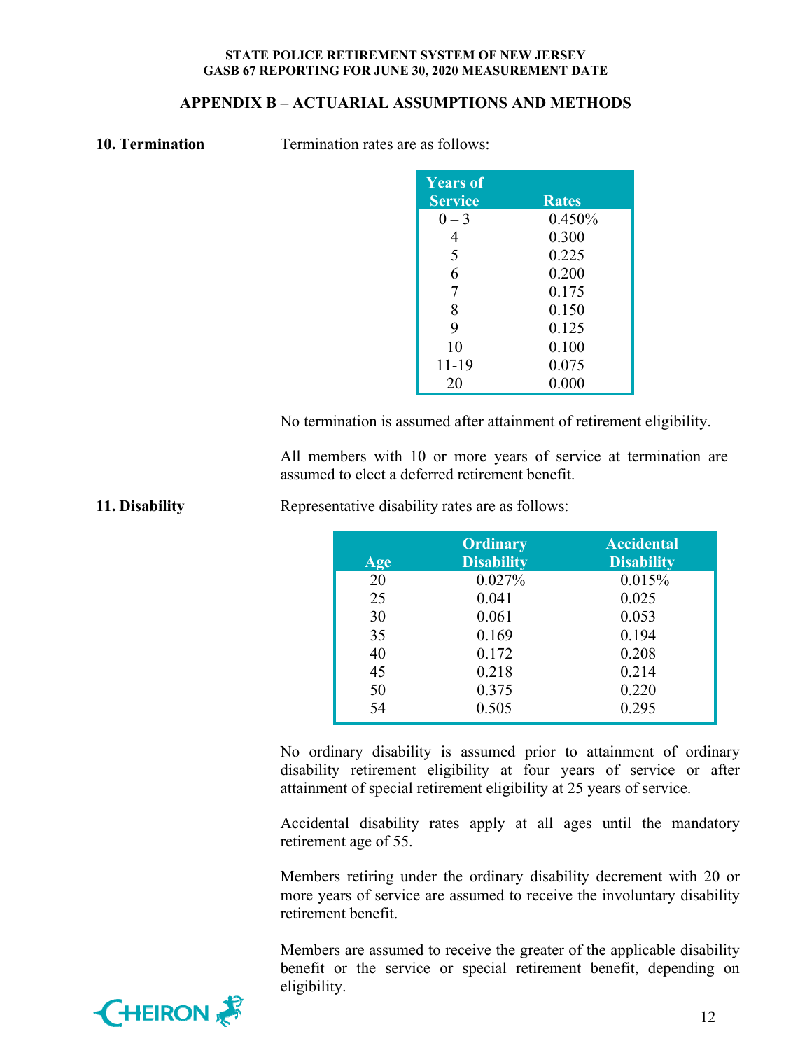## APPENDIX B – ACTUARIAL ASSUMPTIONS AND METHODS

**10. Termination**

Termination rates are as follows:

| Years of Service | Rates |
|---|---|
| 0 – 3 | 0.450% |
| 4 | 0.300 |
| 5 | 0.225 |
| 6 | 0.200 |
| 7 | 0.175 |
| 8 | 0.150 |
| 9 | 0.125 |
| 10 | 0.100 |
| 11-19 | 0.075 |
| 20 | 0.000 |

No termination is assumed after attainment of retirement eligibility.

All members with 10 or more years of service at termination are assumed to elect a deferred retirement benefit.

**11. Disability**

Representative disability rates are as follows:

| Age | Ordinary Disability | Accidental Disability |
|---|---|---|
| 20 | 0.027% | 0.015% |
| 25 | 0.041 | 0.025 |
| 30 | 0.061 | 0.053 |
| 35 | 0.169 | 0.194 |
| 40 | 0.172 | 0.208 |
| 45 | 0.218 | 0.214 |
| 50 | 0.375 | 0.220 |
| 54 | 0.505 | 0.295 |

No ordinary disability is assumed prior to attainment of ordinary disability retirement eligibility at four years of service or after attainment of special retirement eligibility at 25 years of service.

Accidental disability rates apply at all ages until the mandatory retirement age of 55.

Members retiring under the ordinary disability decrement with 20 or more years of service are assumed to receive the involuntary disability retirement benefit.

Members are assumed to receive the greater of the applicable disability benefit or the service or special retirement benefit, depending on eligibility.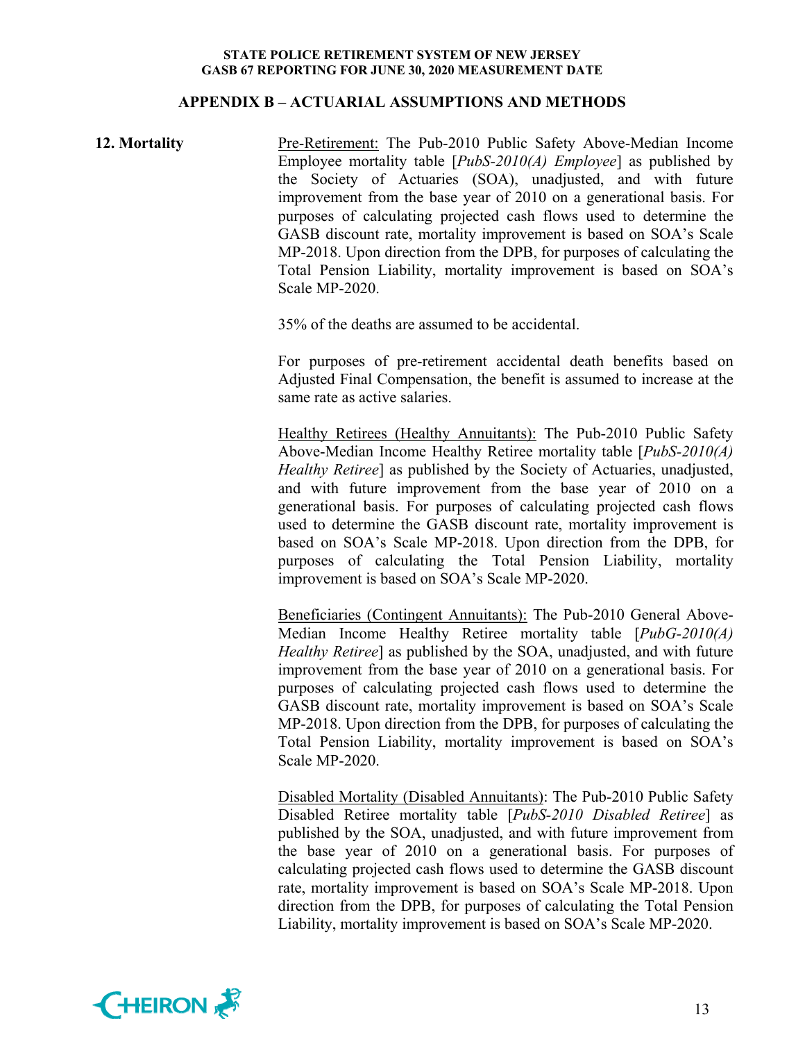## APPENDIX B – ACTUARIAL ASSUMPTIONS AND METHODS

**12. Mortality**

Pre-Retirement: The Pub-2010 Public Safety Above-Median Income Employee mortality table [*PubS-2010(A) Employee*] as published by the Society of Actuaries (SOA), unadjusted, and with future improvement from the base year of 2010 on a generational basis. For purposes of calculating projected cash flows used to determine the GASB discount rate, mortality improvement is based on SOA's Scale MP-2018. Upon direction from the DPB, for purposes of calculating the Total Pension Liability, mortality improvement is based on SOA's Scale MP-2020.

35% of the deaths are assumed to be accidental.

For purposes of pre-retirement accidental death benefits based on Adjusted Final Compensation, the benefit is assumed to increase at the same rate as active salaries.

Healthy Retirees (Healthy Annuitants): The Pub-2010 Public Safety Above-Median Income Healthy Retiree mortality table [*PubS-2010(A) Healthy Retiree*] as published by the Society of Actuaries, unadjusted, and with future improvement from the base year of 2010 on a generational basis. For purposes of calculating projected cash flows used to determine the GASB discount rate, mortality improvement is based on SOA's Scale MP-2018. Upon direction from the DPB, for purposes of calculating the Total Pension Liability, mortality improvement is based on SOA's Scale MP-2020.

Beneficiaries (Contingent Annuitants): The Pub-2010 General Above-Median Income Healthy Retiree mortality table [*PubG-2010(A) Healthy Retiree*] as published by the SOA, unadjusted, and with future improvement from the base year of 2010 on a generational basis. For purposes of calculating projected cash flows used to determine the GASB discount rate, mortality improvement is based on SOA's Scale MP-2018. Upon direction from the DPB, for purposes of calculating the Total Pension Liability, mortality improvement is based on SOA's Scale MP-2020.

Disabled Mortality (Disabled Annuitants): The Pub-2010 Public Safety Disabled Retiree mortality table [*PubS-2010 Disabled Retiree*] as published by the SOA, unadjusted, and with future improvement from the base year of 2010 on a generational basis. For purposes of calculating projected cash flows used to determine the GASB discount rate, mortality improvement is based on SOA's Scale MP-2018. Upon direction from the DPB, for purposes of calculating the Total Pension Liability, mortality improvement is based on SOA's Scale MP-2020.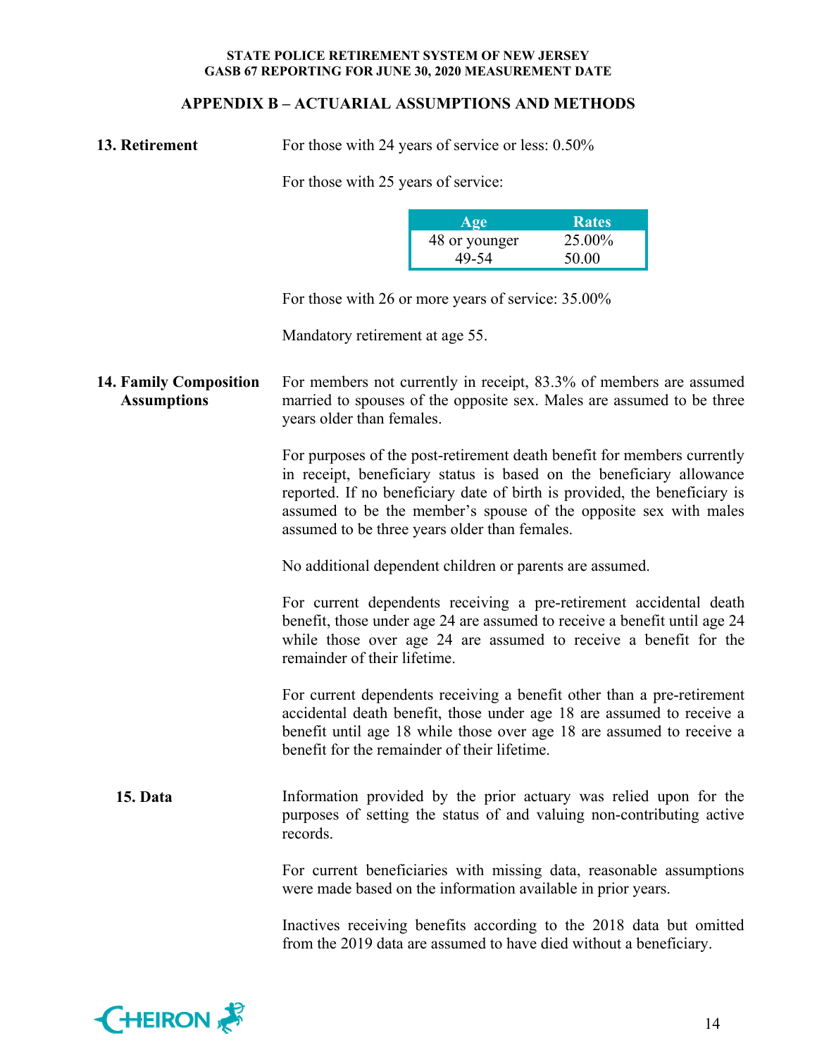## APPENDIX B – ACTUARIAL ASSUMPTIONS AND METHODS

**13. Retirement**

For those with 24 years of service or less: 0.50%

For those with 25 years of service:

| Age | Rates |
|---|---|
| 48 or younger | 25.00% |
| 49-54 | 50.00 |

For those with 26 or more years of service: 35.00%

Mandatory retirement at age 55.

**14. Family Composition Assumptions**

For members not currently in receipt, 83.3% of members are assumed married to spouses of the opposite sex. Males are assumed to be three years older than females.

For purposes of the post-retirement death benefit for members currently in receipt, beneficiary status is based on the beneficiary allowance reported. If no beneficiary date of birth is provided, the beneficiary is assumed to be the member's spouse of the opposite sex with males assumed to be three years older than females.

No additional dependent children or parents are assumed.

For current dependents receiving a pre-retirement accidental death benefit, those under age 24 are assumed to receive a benefit until age 24 while those over age 24 are assumed to receive a benefit for the remainder of their lifetime.

For current dependents receiving a benefit other than a pre-retirement accidental death benefit, those under age 18 are assumed to receive a benefit until age 18 while those over age 18 are assumed to receive a benefit for the remainder of their lifetime.

**15. Data**

Information provided by the prior actuary was relied upon for the purposes of setting the status of and valuing non-contributing active records.

For current beneficiaries with missing data, reasonable assumptions were made based on the information available in prior years.

Inactives receiving benefits according to the 2018 data but omitted from the 2019 data are assumed to have died without a beneficiary.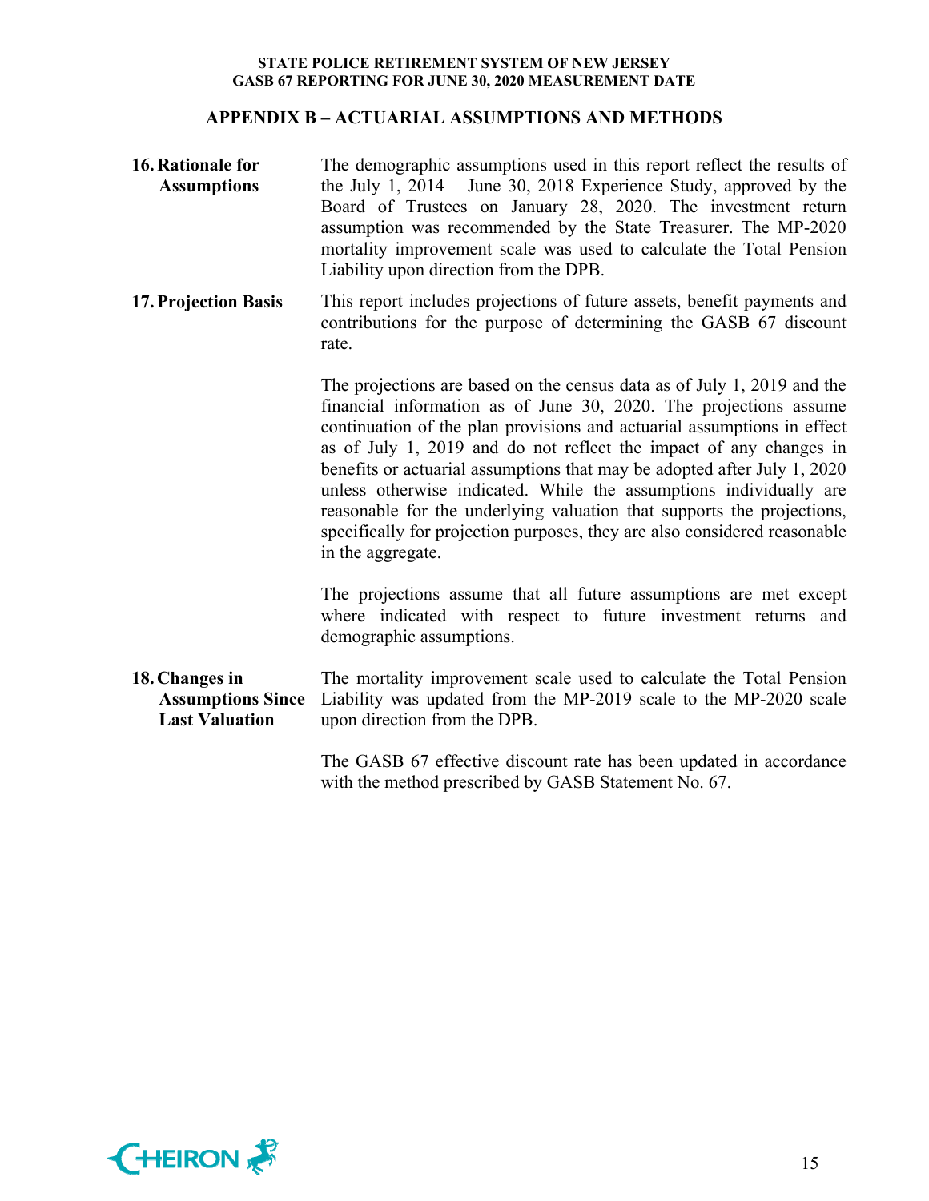## APPENDIX B – ACTUARIAL ASSUMPTIONS AND METHODS

**16. Rationale for Assumptions**

The demographic assumptions used in this report reflect the results of the July 1, 2014 – June 30, 2018 Experience Study, approved by the Board of Trustees on January 28, 2020. The investment return assumption was recommended by the State Treasurer. The MP-2020 mortality improvement scale was used to calculate the Total Pension Liability upon direction from the DPB.

**17. Projection Basis**

This report includes projections of future assets, benefit payments and contributions for the purpose of determining the GASB 67 discount rate.

The projections are based on the census data as of July 1, 2019 and the financial information as of June 30, 2020. The projections assume continuation of the plan provisions and actuarial assumptions in effect as of July 1, 2019 and do not reflect the impact of any changes in benefits or actuarial assumptions that may be adopted after July 1, 2020 unless otherwise indicated. While the assumptions individually are reasonable for the underlying valuation that supports the projections, specifically for projection purposes, they are also considered reasonable in the aggregate.

The projections assume that all future assumptions are met except where indicated with respect to future investment returns and demographic assumptions.

**18. Changes in Assumptions Since Last Valuation**

The mortality improvement scale used to calculate the Total Pension Liability was updated from the MP-2019 scale to the MP-2020 scale upon direction from the DPB.

The GASB 67 effective discount rate has been updated in accordance with the method prescribed by GASB Statement No. 67.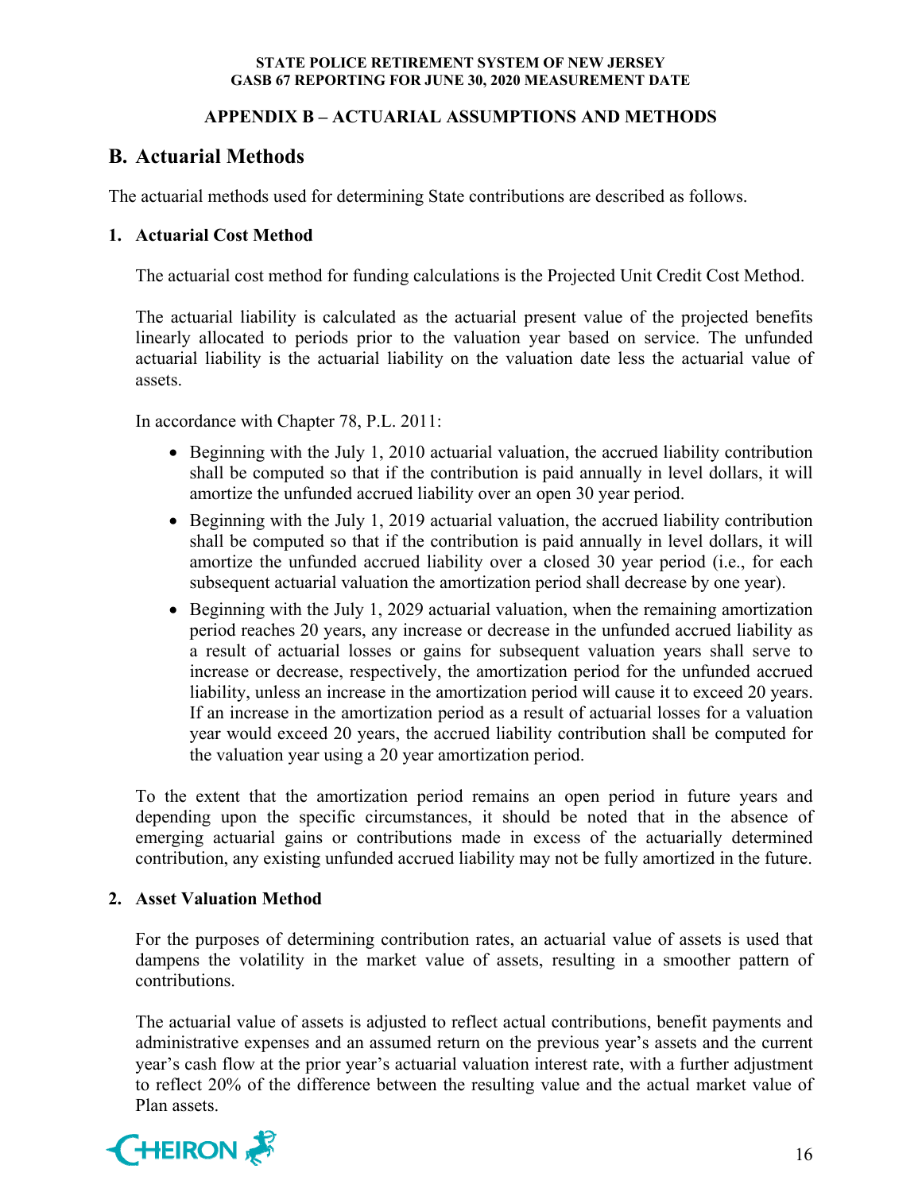## APPENDIX B – ACTUARIAL ASSUMPTIONS AND METHODS

## B. Actuarial Methods

The actuarial methods used for determining State contributions are described as follows.

### 1. Actuarial Cost Method

The actuarial cost method for funding calculations is the Projected Unit Credit Cost Method.

The actuarial liability is calculated as the actuarial present value of the projected benefits linearly allocated to periods prior to the valuation year based on service. The unfunded actuarial liability is the actuarial liability on the valuation date less the actuarial value of assets.

In accordance with Chapter 78, P.L. 2011:

- Beginning with the July 1, 2010 actuarial valuation, the accrued liability contribution shall be computed so that if the contribution is paid annually in level dollars, it will amortize the unfunded accrued liability over an open 30 year period.
- Beginning with the July 1, 2019 actuarial valuation, the accrued liability contribution shall be computed so that if the contribution is paid annually in level dollars, it will amortize the unfunded accrued liability over a closed 30 year period (i.e., for each subsequent actuarial valuation the amortization period shall decrease by one year).
- Beginning with the July 1, 2029 actuarial valuation, when the remaining amortization period reaches 20 years, any increase or decrease in the unfunded accrued liability as a result of actuarial losses or gains for subsequent valuation years shall serve to increase or decrease, respectively, the amortization period for the unfunded accrued liability, unless an increase in the amortization period will cause it to exceed 20 years. If an increase in the amortization period as a result of actuarial losses for a valuation year would exceed 20 years, the accrued liability contribution shall be computed for the valuation year using a 20 year amortization period.

To the extent that the amortization period remains an open period in future years and depending upon the specific circumstances, it should be noted that in the absence of emerging actuarial gains or contributions made in excess of the actuarially determined contribution, any existing unfunded accrued liability may not be fully amortized in the future.

### 2. Asset Valuation Method

For the purposes of determining contribution rates, an actuarial value of assets is used that dampens the volatility in the market value of assets, resulting in a smoother pattern of contributions.

The actuarial value of assets is adjusted to reflect actual contributions, benefit payments and administrative expenses and an assumed return on the previous year's assets and the current year's cash flow at the prior year's actuarial valuation interest rate, with a further adjustment to reflect 20% of the difference between the resulting value and the actual market value of Plan assets.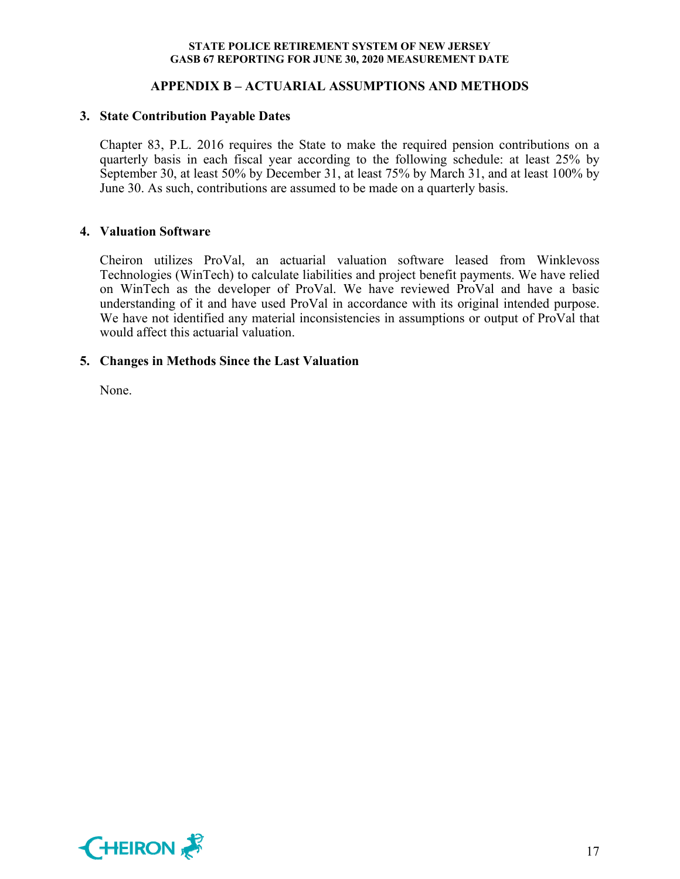## APPENDIX B – ACTUARIAL ASSUMPTIONS AND METHODS

### 3. State Contribution Payable Dates

Chapter 83, P.L. 2016 requires the State to make the required pension contributions on a quarterly basis in each fiscal year according to the following schedule: at least 25% by September 30, at least 50% by December 31, at least 75% by March 31, and at least 100% by June 30. As such, contributions are assumed to be made on a quarterly basis.

### 4. Valuation Software

Cheiron utilizes ProVal, an actuarial valuation software leased from Winklevoss Technologies (WinTech) to calculate liabilities and project benefit payments. We have relied on WinTech as the developer of ProVal. We have reviewed ProVal and have a basic understanding of it and have used ProVal in accordance with its original intended purpose. We have not identified any material inconsistencies in assumptions or output of ProVal that would affect this actuarial valuation.

### 5. Changes in Methods Since the Last Valuation

None.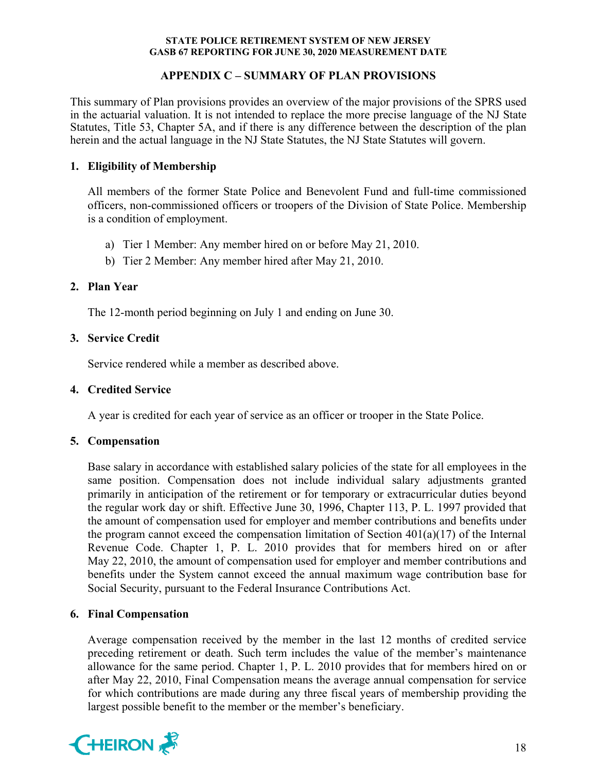## APPENDIX C – SUMMARY OF PLAN PROVISIONS

This summary of Plan provisions provides an overview of the major provisions of the SPRS used in the actuarial valuation. It is not intended to replace the more precise language of the NJ State Statutes, Title 53, Chapter 5A, and if there is any difference between the description of the plan herein and the actual language in the NJ State Statutes, the NJ State Statutes will govern.

### 1. Eligibility of Membership

All members of the former State Police and Benevolent Fund and full-time commissioned officers, non-commissioned officers or troopers of the Division of State Police. Membership is a condition of employment.

a) Tier 1 Member: Any member hired on or before May 21, 2010.
b) Tier 2 Member: Any member hired after May 21, 2010.

### 2. Plan Year

The 12-month period beginning on July 1 and ending on June 30.

### 3. Service Credit

Service rendered while a member as described above.

### 4. Credited Service

A year is credited for each year of service as an officer or trooper in the State Police.

### 5. Compensation

Base salary in accordance with established salary policies of the state for all employees in the same position. Compensation does not include individual salary adjustments granted primarily in anticipation of the retirement or for temporary or extracurricular duties beyond the regular work day or shift. Effective June 30, 1996, Chapter 113, P. L. 1997 provided that the amount of compensation used for employer and member contributions and benefits under the program cannot exceed the compensation limitation of Section 401(a)(17) of the Internal Revenue Code. Chapter 1, P. L. 2010 provides that for members hired on or after May 22, 2010, the amount of compensation used for employer and member contributions and benefits under the System cannot exceed the annual maximum wage contribution base for Social Security, pursuant to the Federal Insurance Contributions Act.

### 6. Final Compensation

Average compensation received by the member in the last 12 months of credited service preceding retirement or death. Such term includes the value of the member's maintenance allowance for the same period. Chapter 1, P. L. 2010 provides that for members hired on or after May 22, 2010, Final Compensation means the average annual compensation for service for which contributions are made during any three fiscal years of membership providing the largest possible benefit to the member or the member's beneficiary.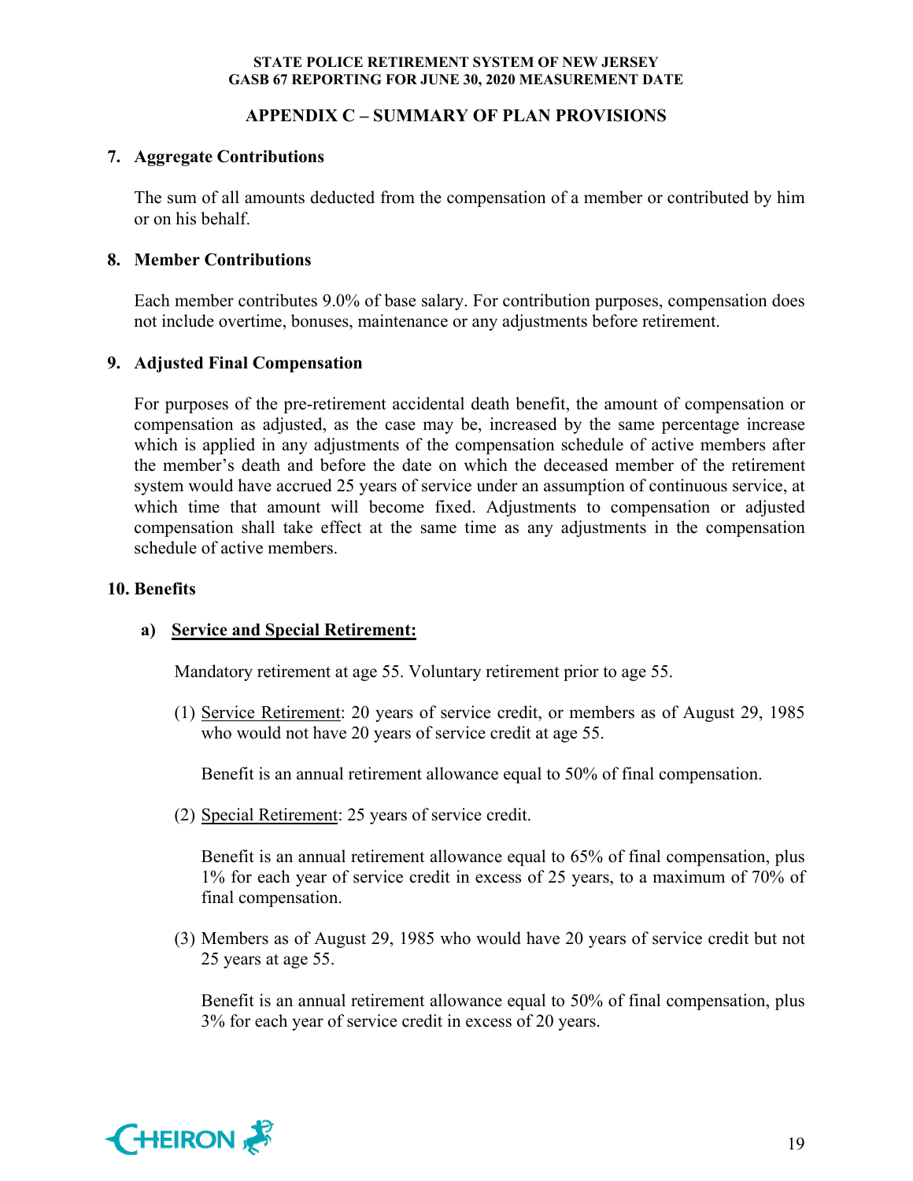## APPENDIX C – SUMMARY OF PLAN PROVISIONS

### 7. Aggregate Contributions

The sum of all amounts deducted from the compensation of a member or contributed by him or on his behalf.

### 8. Member Contributions

Each member contributes 9.0% of base salary. For contribution purposes, compensation does not include overtime, bonuses, maintenance or any adjustments before retirement.

### 9. Adjusted Final Compensation

For purposes of the pre-retirement accidental death benefit, the amount of compensation or compensation as adjusted, as the case may be, increased by the same percentage increase which is applied in any adjustments of the compensation schedule of active members after the member's death and before the date on which the deceased member of the retirement system would have accrued 25 years of service under an assumption of continuous service, at which time that amount will become fixed. Adjustments to compensation or adjusted compensation shall take effect at the same time as any adjustments in the compensation schedule of active members.

### 10. Benefits

**a) Service and Special Retirement:**

Mandatory retirement at age 55. Voluntary retirement prior to age 55.

(1) Service Retirement: 20 years of service credit, or members as of August 29, 1985 who would not have 20 years of service credit at age 55.

Benefit is an annual retirement allowance equal to 50% of final compensation.

(2) Special Retirement: 25 years of service credit.

Benefit is an annual retirement allowance equal to 65% of final compensation, plus 1% for each year of service credit in excess of 25 years, to a maximum of 70% of final compensation.

(3) Members as of August 29, 1985 who would have 20 years of service credit but not 25 years at age 55.

Benefit is an annual retirement allowance equal to 50% of final compensation, plus 3% for each year of service credit in excess of 20 years.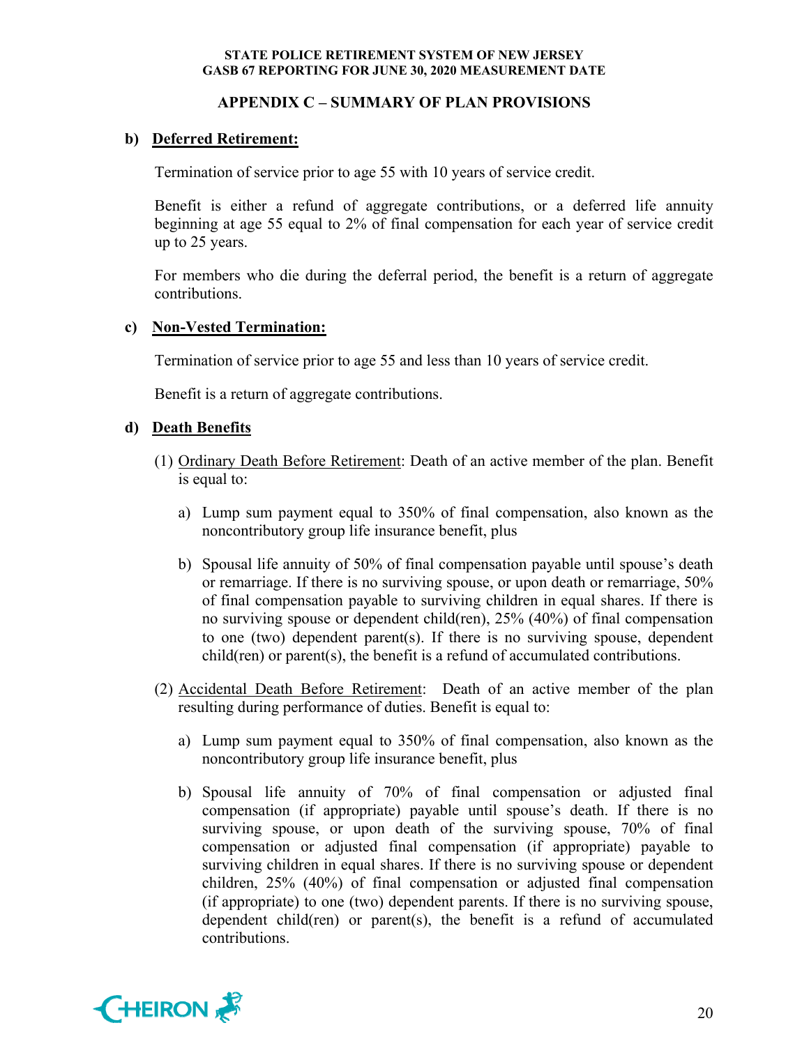## APPENDIX C – SUMMARY OF PLAN PROVISIONS

**b) Deferred Retirement:**

Termination of service prior to age 55 with 10 years of service credit.

Benefit is either a refund of aggregate contributions, or a deferred life annuity beginning at age 55 equal to 2% of final compensation for each year of service credit up to 25 years.

For members who die during the deferral period, the benefit is a return of aggregate contributions.

**c) Non-Vested Termination:**

Termination of service prior to age 55 and less than 10 years of service credit.

Benefit is a return of aggregate contributions.

**d) Death Benefits**

(1) Ordinary Death Before Retirement: Death of an active member of the plan. Benefit is equal to:

a) Lump sum payment equal to 350% of final compensation, also known as the noncontributory group life insurance benefit, plus

b) Spousal life annuity of 50% of final compensation payable until spouse's death or remarriage. If there is no surviving spouse, or upon death or remarriage, 50% of final compensation payable to surviving children in equal shares. If there is no surviving spouse or dependent child(ren), 25% (40%) of final compensation to one (two) dependent parent(s). If there is no surviving spouse, dependent child(ren) or parent(s), the benefit is a refund of accumulated contributions.

(2) Accidental Death Before Retirement: Death of an active member of the plan resulting during performance of duties. Benefit is equal to:

a) Lump sum payment equal to 350% of final compensation, also known as the noncontributory group life insurance benefit, plus

b) Spousal life annuity of 70% of final compensation or adjusted final compensation (if appropriate) payable until spouse's death. If there is no surviving spouse, or upon death of the surviving spouse, 70% of final compensation or adjusted final compensation (if appropriate) payable to surviving children in equal shares. If there is no surviving spouse or dependent children, 25% (40%) of final compensation or adjusted final compensation (if appropriate) to one (two) dependent parents. If there is no surviving spouse, dependent child(ren) or parent(s), the benefit is a refund of accumulated contributions.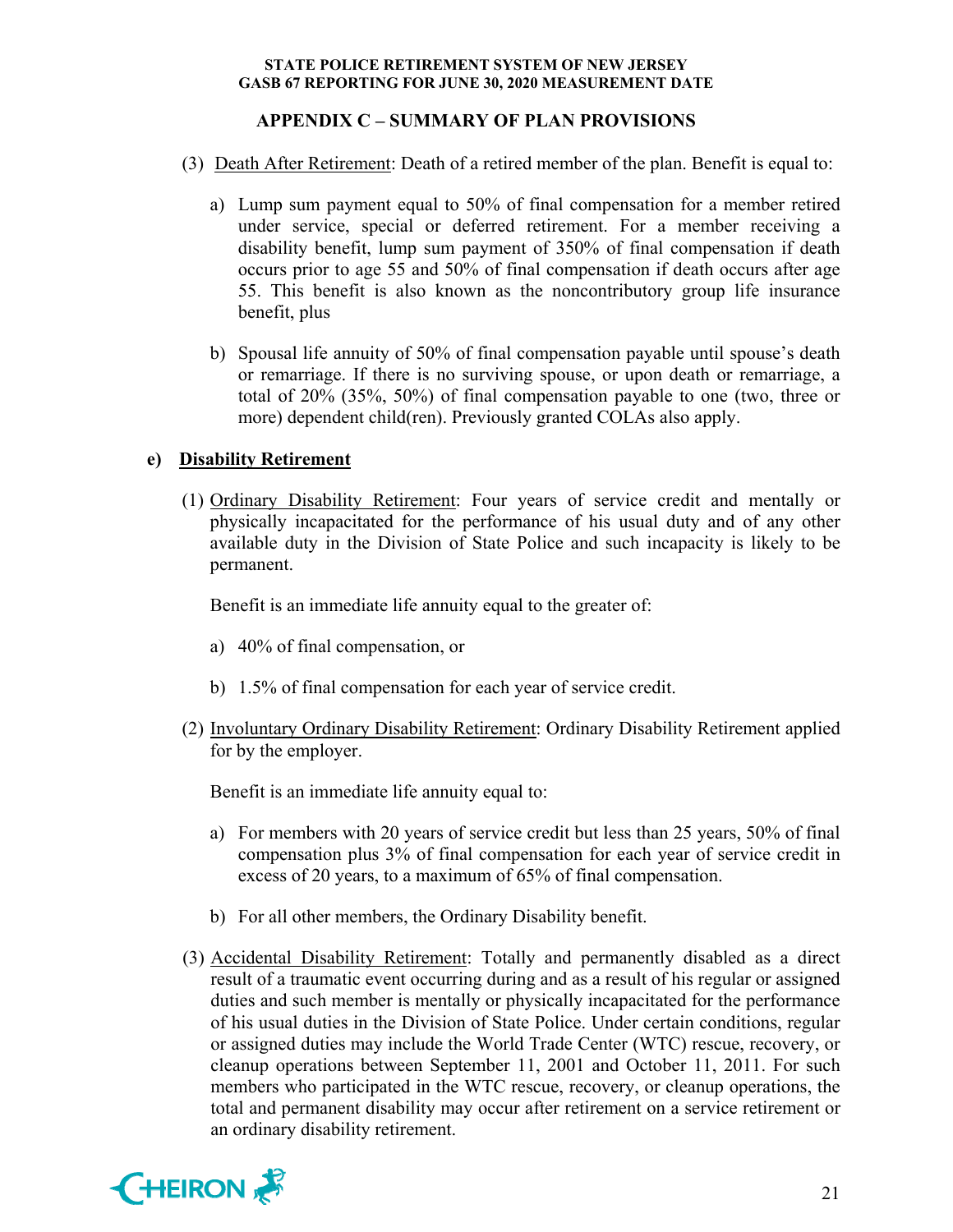## APPENDIX C – SUMMARY OF PLAN PROVISIONS

(3) Death After Retirement: Death of a retired member of the plan. Benefit is equal to:

a) Lump sum payment equal to 50% of final compensation for a member retired under service, special or deferred retirement. For a member receiving a disability benefit, lump sum payment of 350% of final compensation if death occurs prior to age 55 and 50% of final compensation if death occurs after age 55. This benefit is also known as the noncontributory group life insurance benefit, plus

b) Spousal life annuity of 50% of final compensation payable until spouse's death or remarriage. If there is no surviving spouse, or upon death or remarriage, a total of 20% (35%, 50%) of final compensation payable to one (two, three or more) dependent child(ren). Previously granted COLAs also apply.

### e) Disability Retirement

(1) Ordinary Disability Retirement: Four years of service credit and mentally or physically incapacitated for the performance of his usual duty and of any other available duty in the Division of State Police and such incapacity is likely to be permanent.

Benefit is an immediate life annuity equal to the greater of:

a) 40% of final compensation, or

b) 1.5% of final compensation for each year of service credit.

(2) Involuntary Ordinary Disability Retirement: Ordinary Disability Retirement applied for by the employer.

Benefit is an immediate life annuity equal to:

a) For members with 20 years of service credit but less than 25 years, 50% of final compensation plus 3% of final compensation for each year of service credit in excess of 20 years, to a maximum of 65% of final compensation.

b) For all other members, the Ordinary Disability benefit.

(3) Accidental Disability Retirement: Totally and permanently disabled as a direct result of a traumatic event occurring during and as a result of his regular or assigned duties and such member is mentally or physically incapacitated for the performance of his usual duties in the Division of State Police. Under certain conditions, regular or assigned duties may include the World Trade Center (WTC) rescue, recovery, or cleanup operations between September 11, 2001 and October 11, 2011. For such members who participated in the WTC rescue, recovery, or cleanup operations, the total and permanent disability may occur after retirement on a service retirement or an ordinary disability retirement.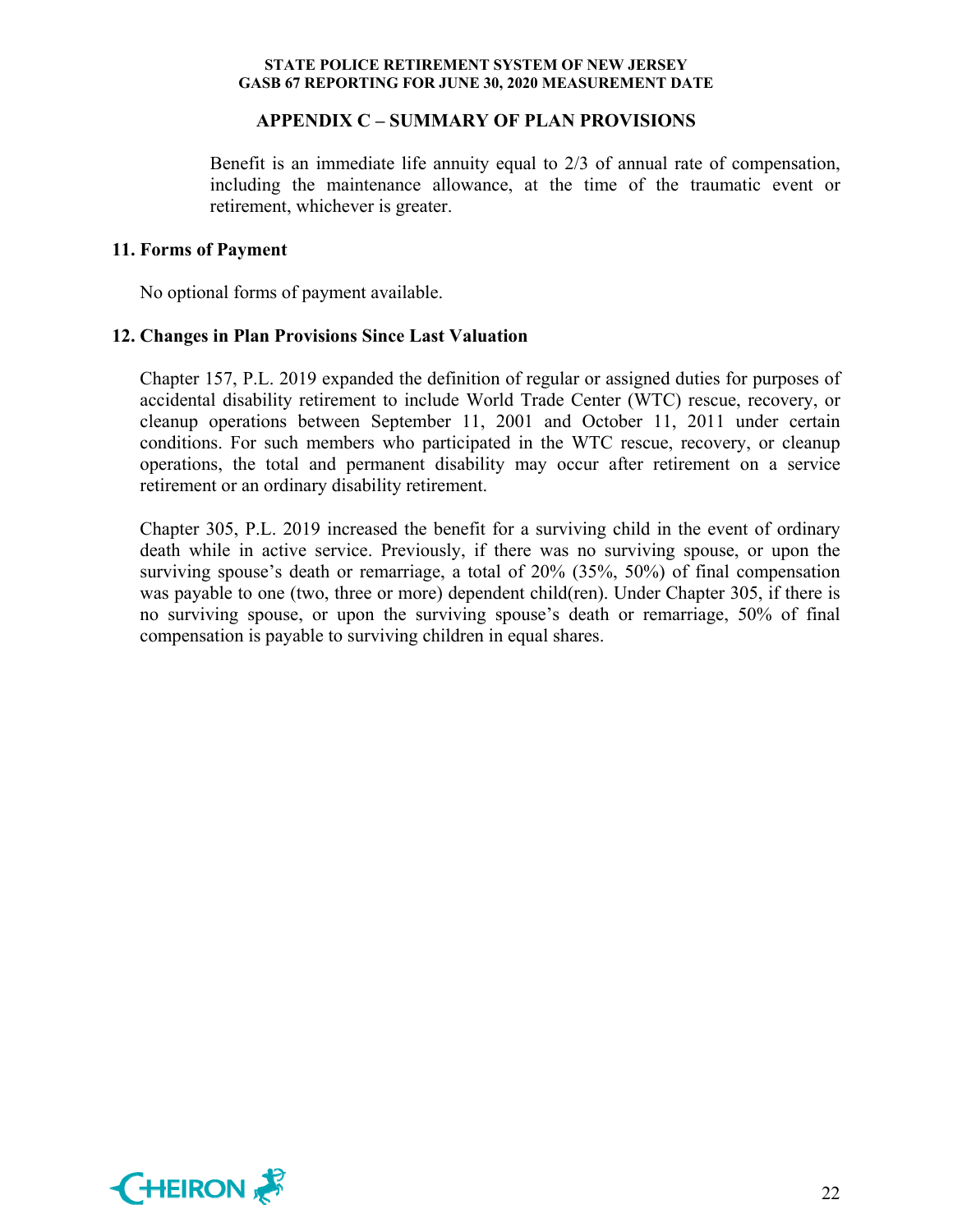## APPENDIX C – SUMMARY OF PLAN PROVISIONS

Benefit is an immediate life annuity equal to 2/3 of annual rate of compensation, including the maintenance allowance, at the time of the traumatic event or retirement, whichever is greater.

### 11. Forms of Payment

No optional forms of payment available.

### 12. Changes in Plan Provisions Since Last Valuation

Chapter 157, P.L. 2019 expanded the definition of regular or assigned duties for purposes of accidental disability retirement to include World Trade Center (WTC) rescue, recovery, or cleanup operations between September 11, 2001 and October 11, 2011 under certain conditions. For such members who participated in the WTC rescue, recovery, or cleanup operations, the total and permanent disability may occur after retirement on a service retirement or an ordinary disability retirement.

Chapter 305, P.L. 2019 increased the benefit for a surviving child in the event of ordinary death while in active service. Previously, if there was no surviving spouse, or upon the surviving spouse's death or remarriage, a total of 20% (35%, 50%) of final compensation was payable to one (two, three or more) dependent child(ren). Under Chapter 305, if there is no surviving spouse, or upon the surviving spouse's death or remarriage, 50% of final compensation is payable to surviving children in equal shares.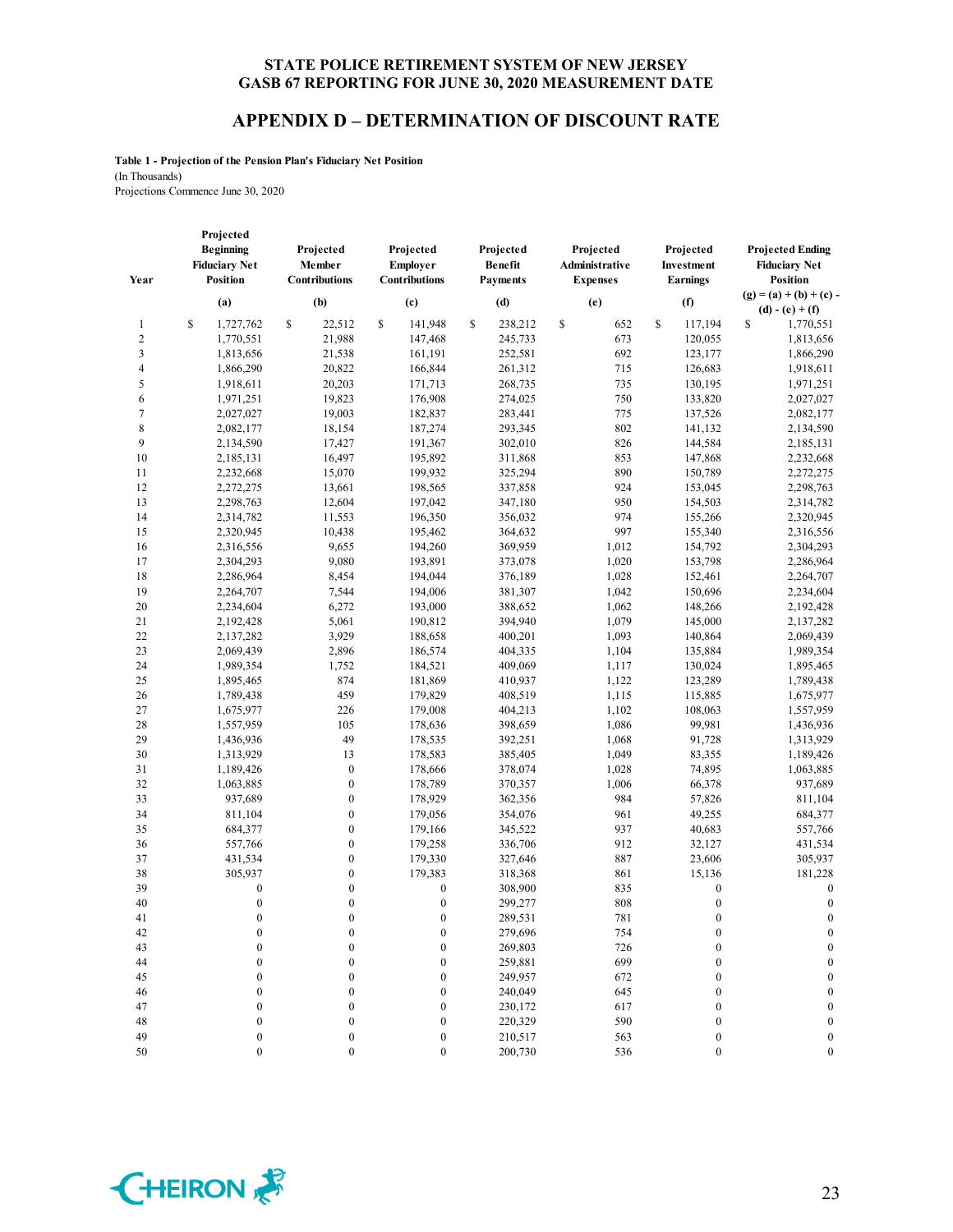STATE POLICE RETIREMENT SYSTEM OF NEW JERSEY
GASB 67 REPORTING FOR JUNE 30, 2020 MEASUREMENT DATE

## APPENDIX D – DETERMINATION OF DISCOUNT RATE

**Table 1 - Projection of the Pension Plan's Fiduciary Net Position**
(In Thousands)
Projections Commence June 30, 2020

| Year | Projected Beginning Fiduciary Net Position | Projected Member Contributions | Projected Employer Contributions | Projected Benefit Payments | Projected Administrative Expenses | Projected Investment Earnings | Projected Ending Fiduciary Net Position |
|---|---|---|---|---|---|---|---|
| | (a) | (b) | (c) | (d) | (e) | (f) | (g) = (a) + (b) + (c) - (d) - (e) + (f) |
| 1 | $ 1,727,762 | $ 22,512 | $ 141,948 | $ 238,212 | $ 652 | $ 117,194 | $ 1,770,551 |
| 2 | 1,770,551 | 21,988 | 147,468 | 245,733 | 673 | 120,055 | 1,813,656 |
| 3 | 1,813,656 | 21,538 | 161,191 | 252,581 | 692 | 123,177 | 1,866,290 |
| 4 | 1,866,290 | 20,822 | 166,844 | 261,312 | 715 | 126,683 | 1,918,611 |
| 5 | 1,918,611 | 20,203 | 171,713 | 268,735 | 735 | 130,195 | 1,971,251 |
| 6 | 1,971,251 | 19,823 | 176,908 | 274,025 | 750 | 133,820 | 2,027,027 |
| 7 | 2,027,027 | 19,003 | 182,837 | 283,441 | 775 | 137,526 | 2,082,177 |
| 8 | 2,082,177 | 18,154 | 187,274 | 293,345 | 802 | 141,132 | 2,134,590 |
| 9 | 2,134,590 | 17,427 | 191,367 | 302,010 | 826 | 144,584 | 2,185,131 |
| 10 | 2,185,131 | 16,497 | 195,892 | 311,868 | 853 | 147,868 | 2,232,668 |
| 11 | 2,232,668 | 15,070 | 199,932 | 325,294 | 890 | 150,789 | 2,272,275 |
| 12 | 2,272,275 | 13,661 | 198,565 | 337,858 | 924 | 153,045 | 2,298,763 |
| 13 | 2,298,763 | 12,604 | 197,042 | 347,180 | 950 | 154,503 | 2,314,782 |
| 14 | 2,314,782 | 11,553 | 196,350 | 356,032 | 974 | 155,266 | 2,320,945 |
| 15 | 2,320,945 | 10,438 | 195,462 | 364,632 | 997 | 155,340 | 2,316,556 |
| 16 | 2,316,556 | 9,655 | 194,260 | 369,959 | 1,012 | 154,792 | 2,304,293 |
| 17 | 2,304,293 | 9,080 | 193,891 | 373,078 | 1,020 | 153,798 | 2,286,964 |
| 18 | 2,286,964 | 8,454 | 194,044 | 376,189 | 1,028 | 152,461 | 2,264,707 |
| 19 | 2,264,707 | 7,544 | 194,006 | 381,307 | 1,042 | 150,696 | 2,234,604 |
| 20 | 2,234,604 | 6,272 | 193,000 | 388,652 | 1,062 | 148,266 | 2,192,428 |
| 21 | 2,192,428 | 5,061 | 190,812 | 394,940 | 1,079 | 145,000 | 2,137,282 |
| 22 | 2,137,282 | 3,929 | 188,658 | 400,201 | 1,093 | 140,864 | 2,069,439 |
| 23 | 2,069,439 | 2,896 | 186,574 | 404,335 | 1,104 | 135,884 | 1,989,354 |
| 24 | 1,989,354 | 1,752 | 184,521 | 409,069 | 1,117 | 130,024 | 1,895,465 |
| 25 | 1,895,465 | 874 | 181,869 | 410,937 | 1,122 | 123,289 | 1,789,438 |
| 26 | 1,789,438 | 459 | 179,829 | 408,519 | 1,115 | 115,885 | 1,675,977 |
| 27 | 1,675,977 | 226 | 179,008 | 404,213 | 1,102 | 108,063 | 1,557,959 |
| 28 | 1,557,959 | 105 | 178,636 | 398,659 | 1,086 | 99,981 | 1,436,936 |
| 29 | 1,436,936 | 49 | 178,535 | 392,251 | 1,068 | 91,728 | 1,313,929 |
| 30 | 1,313,929 | 13 | 178,583 | 385,405 | 1,049 | 83,355 | 1,189,426 |
| 31 | 1,189,426 | 0 | 178,666 | 378,074 | 1,028 | 74,895 | 1,063,885 |
| 32 | 1,063,885 | 0 | 178,789 | 370,357 | 1,006 | 66,378 | 937,689 |
| 33 | 937,689 | 0 | 178,929 | 362,356 | 984 | 57,826 | 811,104 |
| 34 | 811,104 | 0 | 179,056 | 354,076 | 961 | 49,255 | 684,377 |
| 35 | 684,377 | 0 | 179,166 | 345,522 | 937 | 40,683 | 557,766 |
| 36 | 557,766 | 0 | 179,258 | 336,706 | 912 | 32,127 | 431,534 |
| 37 | 431,534 | 0 | 179,330 | 327,646 | 887 | 23,606 | 305,937 |
| 38 | 305,937 | 0 | 179,383 | 318,368 | 861 | 15,136 | 181,228 |
| 39 | 0 | 0 | 0 | 308,900 | 835 | 0 | 0 |
| 40 | 0 | 0 | 0 | 299,277 | 808 | 0 | 0 |
| 41 | 0 | 0 | 0 | 289,531 | 781 | 0 | 0 |
| 42 | 0 | 0 | 0 | 279,696 | 754 | 0 | 0 |
| 43 | 0 | 0 | 0 | 269,803 | 726 | 0 | 0 |
| 44 | 0 | 0 | 0 | 259,881 | 699 | 0 | 0 |
| 45 | 0 | 0 | 0 | 249,957 | 672 | 0 | 0 |
| 46 | 0 | 0 | 0 | 240,049 | 645 | 0 | 0 |
| 47 | 0 | 0 | 0 | 230,172 | 617 | 0 | 0 |
| 48 | 0 | 0 | 0 | 220,329 | 590 | 0 | 0 |
| 49 | 0 | 0 | 0 | 210,517 | 563 | 0 | 0 |
| 50 | 0 | 0 | 0 | 200,730 | 536 | 0 | 0 |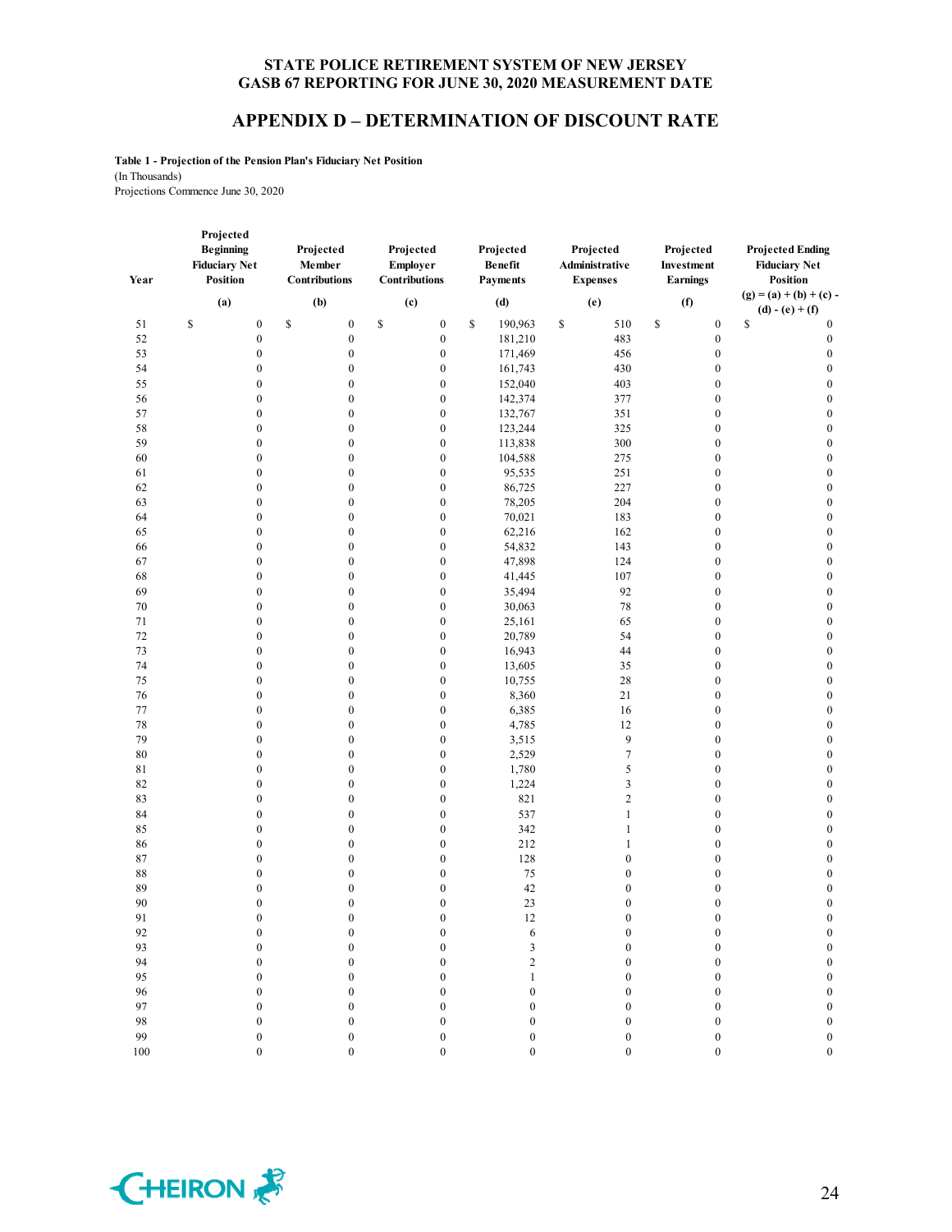# STATE POLICE RETIREMENT SYSTEM OF NEW JERSEY
## GASB 67 REPORTING FOR JUNE 30, 2020 MEASUREMENT DATE

## APPENDIX D – DETERMINATION OF DISCOUNT RATE

**Table 1 - Projection of the Pension Plan's Fiduciary Net Position**
(In Thousands)
Projections Commence June 30, 2020

| Year | Projected Beginning Fiduciary Net Position | Projected Member Contributions | Projected Employer Contributions | Projected Benefit Payments | Projected Administrative Expenses | Projected Investment Earnings | Projected Ending Fiduciary Net Position |
|---|---|---|---|---|---|---|---|
| | (a) | (b) | (c) | (d) | (e) | (f) | (g) = (a) + (b) + (c) - (d) - (e) + (f) |
| 51 | $ 0 | $ 0 | $ 0 | $ 190,963 | $ 510 | $ 0 | $ 0 |
| 52 | 0 | 0 | 0 | 181,210 | 483 | 0 | 0 |
| 53 | 0 | 0 | 0 | 171,469 | 456 | 0 | 0 |
| 54 | 0 | 0 | 0 | 161,743 | 430 | 0 | 0 |
| 55 | 0 | 0 | 0 | 152,040 | 403 | 0 | 0 |
| 56 | 0 | 0 | 0 | 142,374 | 377 | 0 | 0 |
| 57 | 0 | 0 | 0 | 132,767 | 351 | 0 | 0 |
| 58 | 0 | 0 | 0 | 123,244 | 325 | 0 | 0 |
| 59 | 0 | 0 | 0 | 113,838 | 300 | 0 | 0 |
| 60 | 0 | 0 | 0 | 104,588 | 275 | 0 | 0 |
| 61 | 0 | 0 | 0 | 95,535 | 251 | 0 | 0 |
| 62 | 0 | 0 | 0 | 86,725 | 227 | 0 | 0 |
| 63 | 0 | 0 | 0 | 78,205 | 204 | 0 | 0 |
| 64 | 0 | 0 | 0 | 70,021 | 183 | 0 | 0 |
| 65 | 0 | 0 | 0 | 62,216 | 162 | 0 | 0 |
| 66 | 0 | 0 | 0 | 54,832 | 143 | 0 | 0 |
| 67 | 0 | 0 | 0 | 47,898 | 124 | 0 | 0 |
| 68 | 0 | 0 | 0 | 41,445 | 107 | 0 | 0 |
| 69 | 0 | 0 | 0 | 35,494 | 92 | 0 | 0 |
| 70 | 0 | 0 | 0 | 30,063 | 78 | 0 | 0 |
| 71 | 0 | 0 | 0 | 25,161 | 65 | 0 | 0 |
| 72 | 0 | 0 | 0 | 20,789 | 54 | 0 | 0 |
| 73 | 0 | 0 | 0 | 16,943 | 44 | 0 | 0 |
| 74 | 0 | 0 | 0 | 13,605 | 35 | 0 | 0 |
| 75 | 0 | 0 | 0 | 10,755 | 28 | 0 | 0 |
| 76 | 0 | 0 | 0 | 8,360 | 21 | 0 | 0 |
| 77 | 0 | 0 | 0 | 6,385 | 16 | 0 | 0 |
| 78 | 0 | 0 | 0 | 4,785 | 12 | 0 | 0 |
| 79 | 0 | 0 | 0 | 3,515 | 9 | 0 | 0 |
| 80 | 0 | 0 | 0 | 2,529 | 7 | 0 | 0 |
| 81 | 0 | 0 | 0 | 1,780 | 5 | 0 | 0 |
| 82 | 0 | 0 | 0 | 1,224 | 3 | 0 | 0 |
| 83 | 0 | 0 | 0 | 821 | 2 | 0 | 0 |
| 84 | 0 | 0 | 0 | 537 | 1 | 0 | 0 |
| 85 | 0 | 0 | 0 | 342 | 1 | 0 | 0 |
| 86 | 0 | 0 | 0 | 212 | 1 | 0 | 0 |
| 87 | 0 | 0 | 0 | 128 | 0 | 0 | 0 |
| 88 | 0 | 0 | 0 | 75 | 0 | 0 | 0 |
| 89 | 0 | 0 | 0 | 42 | 0 | 0 | 0 |
| 90 | 0 | 0 | 0 | 23 | 0 | 0 | 0 |
| 91 | 0 | 0 | 0 | 12 | 0 | 0 | 0 |
| 92 | 0 | 0 | 0 | 6 | 0 | 0 | 0 |
| 93 | 0 | 0 | 0 | 3 | 0 | 0 | 0 |
| 94 | 0 | 0 | 0 | 2 | 0 | 0 | 0 |
| 95 | 0 | 0 | 0 | 1 | 0 | 0 | 0 |
| 96 | 0 | 0 | 0 | 0 | 0 | 0 | 0 |
| 97 | 0 | 0 | 0 | 0 | 0 | 0 | 0 |
| 98 | 0 | 0 | 0 | 0 | 0 | 0 | 0 |
| 99 | 0 | 0 | 0 | 0 | 0 | 0 | 0 |
| 100 | 0 | 0 | 0 | 0 | 0 | 0 | 0 |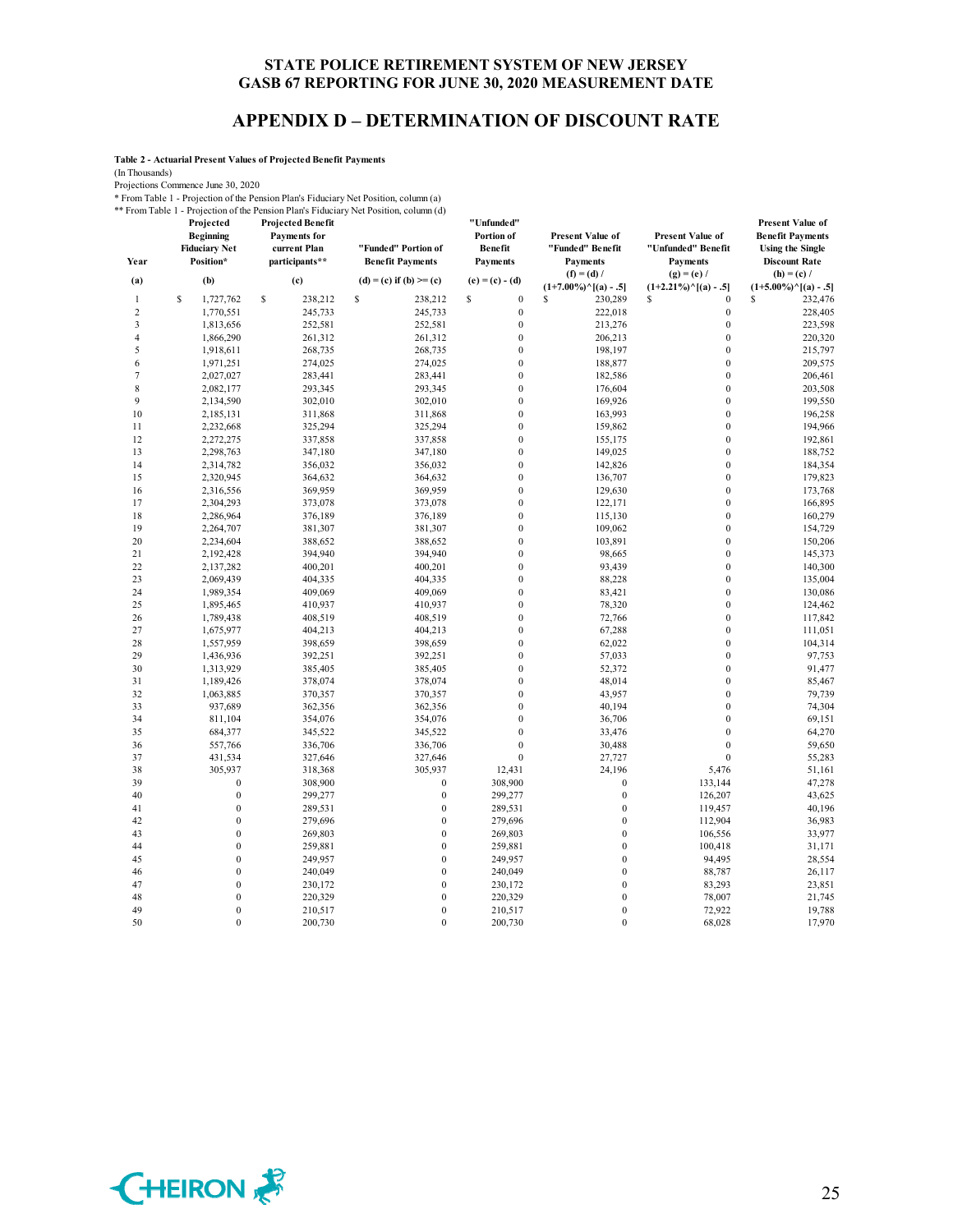# STATE POLICE RETIREMENT SYSTEM OF NEW JERSEY
## GASB 67 REPORTING FOR JUNE 30, 2020 MEASUREMENT DATE

## APPENDIX D – DETERMINATION OF DISCOUNT RATE

**Table 2 - Actuarial Present Values of Projected Benefit Payments**

(In Thousands)

Projections Commence June 30, 2020

\* From Table 1 - Projection of the Pension Plan's Fiduciary Net Position, column (a)

\*\* From Table 1 - Projection of the Pension Plan's Fiduciary Net Position, column (d)

| Year | Projected Beginning Fiduciary Net Position* | Projected Benefit Payments for current Plan participants** | "Funded" Portion of Benefit Payments | "Unfunded" Portion of Benefit Payments | Present Value of "Funded" Benefit Payments | Present Value of "Unfunded" Benefit Payments | Present Value of Benefit Payments Using the Single Discount Rate |
|---|---|---|---|---|---|---|---|
| (a) | (b) | (c) | (d) = (c) if (b) >= (c) | (e) = (c) - (d) | (f) = (d) / (1+7.00%)^[(a) - .5] | (g) = (e) / (1+2.21%)^[(a) - .5] | (h) = (c) / (1+5.00%)^[(a) - .5] |
| 1 | $ 1,727,762 | $ 238,212 | $ 238,212 | $ 0 | $ 230,289 | $ 0 | $ 232,476 |
| 2 | 1,770,551 | 245,733 | 245,733 | 0 | 222,018 | 0 | 228,405 |
| 3 | 1,813,656 | 252,581 | 252,581 | 0 | 213,276 | 0 | 223,598 |
| 4 | 1,866,290 | 261,312 | 261,312 | 0 | 206,213 | 0 | 220,320 |
| 5 | 1,918,611 | 268,735 | 268,735 | 0 | 198,197 | 0 | 215,797 |
| 6 | 1,971,251 | 274,025 | 274,025 | 0 | 188,877 | 0 | 209,575 |
| 7 | 2,027,027 | 283,441 | 283,441 | 0 | 182,586 | 0 | 206,461 |
| 8 | 2,082,177 | 293,345 | 293,345 | 0 | 176,604 | 0 | 203,508 |
| 9 | 2,134,590 | 302,010 | 302,010 | 0 | 169,926 | 0 | 199,550 |
| 10 | 2,185,131 | 311,868 | 311,868 | 0 | 163,993 | 0 | 196,258 |
| 11 | 2,232,668 | 325,294 | 325,294 | 0 | 159,862 | 0 | 194,966 |
| 12 | 2,272,275 | 337,858 | 337,858 | 0 | 155,175 | 0 | 192,861 |
| 13 | 2,298,763 | 347,180 | 347,180 | 0 | 149,025 | 0 | 188,752 |
| 14 | 2,314,782 | 356,032 | 356,032 | 0 | 142,826 | 0 | 184,354 |
| 15 | 2,320,945 | 364,632 | 364,632 | 0 | 136,707 | 0 | 179,823 |
| 16 | 2,316,556 | 369,959 | 369,959 | 0 | 129,630 | 0 | 173,768 |
| 17 | 2,304,293 | 373,078 | 373,078 | 0 | 122,171 | 0 | 166,895 |
| 18 | 2,286,964 | 376,189 | 376,189 | 0 | 115,130 | 0 | 160,279 |
| 19 | 2,264,707 | 381,307 | 381,307 | 0 | 109,062 | 0 | 154,729 |
| 20 | 2,234,604 | 388,652 | 388,652 | 0 | 103,891 | 0 | 150,206 |
| 21 | 2,192,428 | 394,940 | 394,940 | 0 | 98,665 | 0 | 145,373 |
| 22 | 2,137,282 | 400,201 | 400,201 | 0 | 93,439 | 0 | 140,300 |
| 23 | 2,069,439 | 404,335 | 404,335 | 0 | 88,228 | 0 | 135,004 |
| 24 | 1,989,354 | 409,069 | 409,069 | 0 | 83,421 | 0 | 130,086 |
| 25 | 1,895,465 | 410,937 | 410,937 | 0 | 78,320 | 0 | 124,462 |
| 26 | 1,789,438 | 408,519 | 408,519 | 0 | 72,766 | 0 | 117,842 |
| 27 | 1,675,977 | 404,213 | 404,213 | 0 | 67,288 | 0 | 111,051 |
| 28 | 1,557,959 | 398,659 | 398,659 | 0 | 62,022 | 0 | 104,314 |
| 29 | 1,436,936 | 392,251 | 392,251 | 0 | 57,033 | 0 | 97,753 |
| 30 | 1,313,929 | 385,405 | 385,405 | 0 | 52,372 | 0 | 91,477 |
| 31 | 1,189,426 | 378,074 | 378,074 | 0 | 48,014 | 0 | 85,467 |
| 32 | 1,063,885 | 370,357 | 370,357 | 0 | 43,957 | 0 | 79,739 |
| 33 | 937,689 | 362,356 | 362,356 | 0 | 40,194 | 0 | 74,304 |
| 34 | 811,104 | 354,076 | 354,076 | 0 | 36,706 | 0 | 69,151 |
| 35 | 684,377 | 345,522 | 345,522 | 0 | 33,476 | 0 | 64,270 |
| 36 | 557,766 | 336,706 | 336,706 | 0 | 30,488 | 0 | 59,650 |
| 37 | 431,534 | 327,646 | 327,646 | 0 | 27,727 | 0 | 55,283 |
| 38 | 305,937 | 318,368 | 305,937 | 12,431 | 24,196 | 5,476 | 51,161 |
| 39 | 0 | 308,900 | 0 | 308,900 | 0 | 133,144 | 47,278 |
| 40 | 0 | 299,277 | 0 | 299,277 | 0 | 126,207 | 43,625 |
| 41 | 0 | 289,531 | 0 | 289,531 | 0 | 119,457 | 40,196 |
| 42 | 0 | 279,696 | 0 | 279,696 | 0 | 112,904 | 36,983 |
| 43 | 0 | 269,803 | 0 | 269,803 | 0 | 106,556 | 33,977 |
| 44 | 0 | 259,881 | 0 | 259,881 | 0 | 100,418 | 31,171 |
| 45 | 0 | 249,957 | 0 | 249,957 | 0 | 94,495 | 28,554 |
| 46 | 0 | 240,049 | 0 | 240,049 | 0 | 88,787 | 26,117 |
| 47 | 0 | 230,172 | 0 | 230,172 | 0 | 83,293 | 23,851 |
| 48 | 0 | 220,329 | 0 | 220,329 | 0 | 78,007 | 21,745 |
| 49 | 0 | 210,517 | 0 | 210,517 | 0 | 72,922 | 19,788 |
| 50 | 0 | 200,730 | 0 | 200,730 | 0 | 68,028 | 17,970 |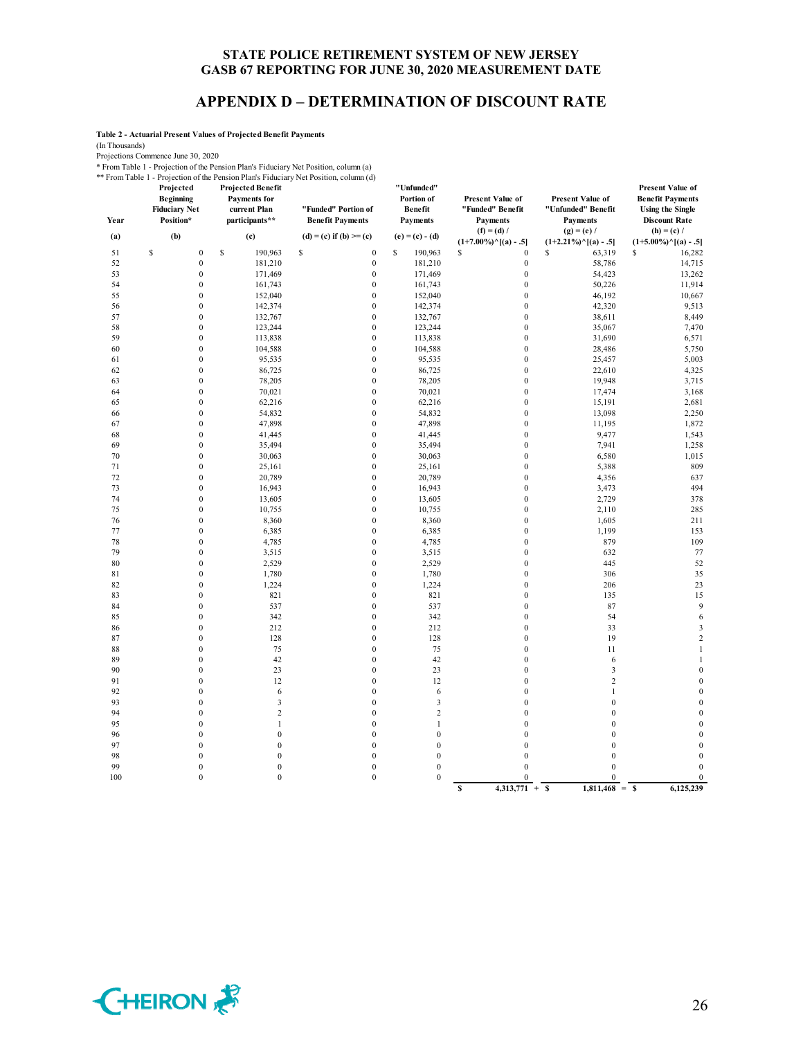## APPENDIX D – DETERMINATION OF DISCOUNT RATE

**Table 2 - Actuarial Present Values of Projected Benefit Payments**

(In Thousands)

Projections Commence June 30, 2020

\* From Table 1 - Projection of the Pension Plan's Fiduciary Net Position, column (a)

\*\* From Table 1 - Projection of the Pension Plan's Fiduciary Net Position, column (d)

| Year (a) | Projected Beginning Fiduciary Net Position* (b) | Projected Benefit Payments for current Plan participants** (c) | "Funded" Portion of Benefit Payments (d) = (c) if (b) >= (c) | "Unfunded" Portion of Benefit Payments (e) = (c) - (d) | Present Value of "Funded" Benefit Payments (f) = (d) / (1+7.00%)^[(a) - .5] | Present Value of "Unfunded" Benefit Payments (g) = (e) / (1+2.21%)^[(a) - .5] | Present Value of Benefit Payments Using the Single Discount Rate (h) = (c) / (1+5.00%)^[(a) - .5] |
|---|---|---|---|---|---|---|---|
| 51 | $ 0 | $ 190,963 | $ 0 | $ 190,963 | $ 0 | $ 63,319 | $ 16,282 |
| 52 | 0 | 181,210 | 0 | 181,210 | 0 | 58,786 | 14,715 |
| 53 | 0 | 171,469 | 0 | 171,469 | 0 | 54,423 | 13,262 |
| 54 | 0 | 161,743 | 0 | 161,743 | 0 | 50,226 | 11,914 |
| 55 | 0 | 152,040 | 0 | 152,040 | 0 | 46,192 | 10,667 |
| 56 | 0 | 142,374 | 0 | 142,374 | 0 | 42,320 | 9,513 |
| 57 | 0 | 132,767 | 0 | 132,767 | 0 | 38,611 | 8,449 |
| 58 | 0 | 123,244 | 0 | 123,244 | 0 | 35,067 | 7,470 |
| 59 | 0 | 113,838 | 0 | 113,838 | 0 | 31,690 | 6,571 |
| 60 | 0 | 104,588 | 0 | 104,588 | 0 | 28,486 | 5,750 |
| 61 | 0 | 95,535 | 0 | 95,535 | 0 | 25,457 | 5,003 |
| 62 | 0 | 86,725 | 0 | 86,725 | 0 | 22,610 | 4,325 |
| 63 | 0 | 78,205 | 0 | 78,205 | 0 | 19,948 | 3,715 |
| 64 | 0 | 70,021 | 0 | 70,021 | 0 | 17,474 | 3,168 |
| 65 | 0 | 62,216 | 0 | 62,216 | 0 | 15,191 | 2,681 |
| 66 | 0 | 54,832 | 0 | 54,832 | 0 | 13,098 | 2,250 |
| 67 | 0 | 47,898 | 0 | 47,898 | 0 | 11,195 | 1,872 |
| 68 | 0 | 41,445 | 0 | 41,445 | 0 | 9,477 | 1,543 |
| 69 | 0 | 35,494 | 0 | 35,494 | 0 | 7,941 | 1,258 |
| 70 | 0 | 30,063 | 0 | 30,063 | 0 | 6,580 | 1,015 |
| 71 | 0 | 25,161 | 0 | 25,161 | 0 | 5,388 | 809 |
| 72 | 0 | 20,789 | 0 | 20,789 | 0 | 4,356 | 637 |
| 73 | 0 | 16,943 | 0 | 16,943 | 0 | 3,473 | 494 |
| 74 | 0 | 13,605 | 0 | 13,605 | 0 | 2,729 | 378 |
| 75 | 0 | 10,755 | 0 | 10,755 | 0 | 2,110 | 285 |
| 76 | 0 | 8,360 | 0 | 8,360 | 0 | 1,605 | 211 |
| 77 | 0 | 6,385 | 0 | 6,385 | 0 | 1,199 | 153 |
| 78 | 0 | 4,785 | 0 | 4,785 | 0 | 879 | 109 |
| 79 | 0 | 3,515 | 0 | 3,515 | 0 | 632 | 77 |
| 80 | 0 | 2,529 | 0 | 2,529 | 0 | 445 | 52 |
| 81 | 0 | 1,780 | 0 | 1,780 | 0 | 306 | 35 |
| 82 | 0 | 1,224 | 0 | 1,224 | 0 | 206 | 23 |
| 83 | 0 | 821 | 0 | 821 | 0 | 135 | 15 |
| 84 | 0 | 537 | 0 | 537 | 0 | 87 | 9 |
| 85 | 0 | 342 | 0 | 342 | 0 | 54 | 6 |
| 86 | 0 | 212 | 0 | 212 | 0 | 33 | 3 |
| 87 | 0 | 128 | 0 | 128 | 0 | 19 | 2 |
| 88 | 0 | 75 | 0 | 75 | 0 | 11 | 1 |
| 89 | 0 | 42 | 0 | 42 | 0 | 6 | 1 |
| 90 | 0 | 23 | 0 | 23 | 0 | 3 | 0 |
| 91 | 0 | 12 | 0 | 12 | 0 | 2 | 0 |
| 92 | 0 | 6 | 0 | 6 | 0 | 1 | 0 |
| 93 | 0 | 3 | 0 | 3 | 0 | 0 | 0 |
| 94 | 0 | 2 | 0 | 2 | 0 | 0 | 0 |
| 95 | 0 | 1 | 0 | 1 | 0 | 0 | 0 |
| 96 | 0 | 0 | 0 | 0 | 0 | 0 | 0 |
| 97 | 0 | 0 | 0 | 0 | 0 | 0 | 0 |
| 98 | 0 | 0 | 0 | 0 | 0 | 0 | 0 |
| 99 | 0 | 0 | 0 | 0 | 0 | 0 | 0 |
| 100 | 0 | 0 | 0 | 0 | 0 | 0 | 0 |
| | | | | | **$ 4,313,771** + | **$ 1,811,468** = | **$ 6,125,239** |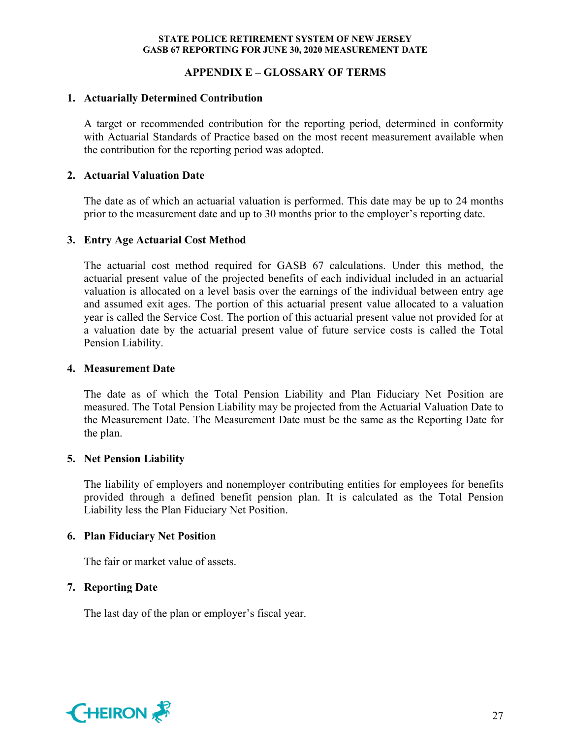## APPENDIX E – GLOSSARY OF TERMS

### 1. Actuarially Determined Contribution

A target or recommended contribution for the reporting period, determined in conformity with Actuarial Standards of Practice based on the most recent measurement available when the contribution for the reporting period was adopted.

### 2. Actuarial Valuation Date

The date as of which an actuarial valuation is performed. This date may be up to 24 months prior to the measurement date and up to 30 months prior to the employer's reporting date.

### 3. Entry Age Actuarial Cost Method

The actuarial cost method required for GASB 67 calculations. Under this method, the actuarial present value of the projected benefits of each individual included in an actuarial valuation is allocated on a level basis over the earnings of the individual between entry age and assumed exit ages. The portion of this actuarial present value allocated to a valuation year is called the Service Cost. The portion of this actuarial present value not provided for at a valuation date by the actuarial present value of future service costs is called the Total Pension Liability.

### 4. Measurement Date

The date as of which the Total Pension Liability and Plan Fiduciary Net Position are measured. The Total Pension Liability may be projected from the Actuarial Valuation Date to the Measurement Date. The Measurement Date must be the same as the Reporting Date for the plan.

### 5. Net Pension Liability

The liability of employers and nonemployer contributing entities for employees for benefits provided through a defined benefit pension plan. It is calculated as the Total Pension Liability less the Plan Fiduciary Net Position.

### 6. Plan Fiduciary Net Position

The fair or market value of assets.

### 7. Reporting Date

The last day of the plan or employer's fiscal year.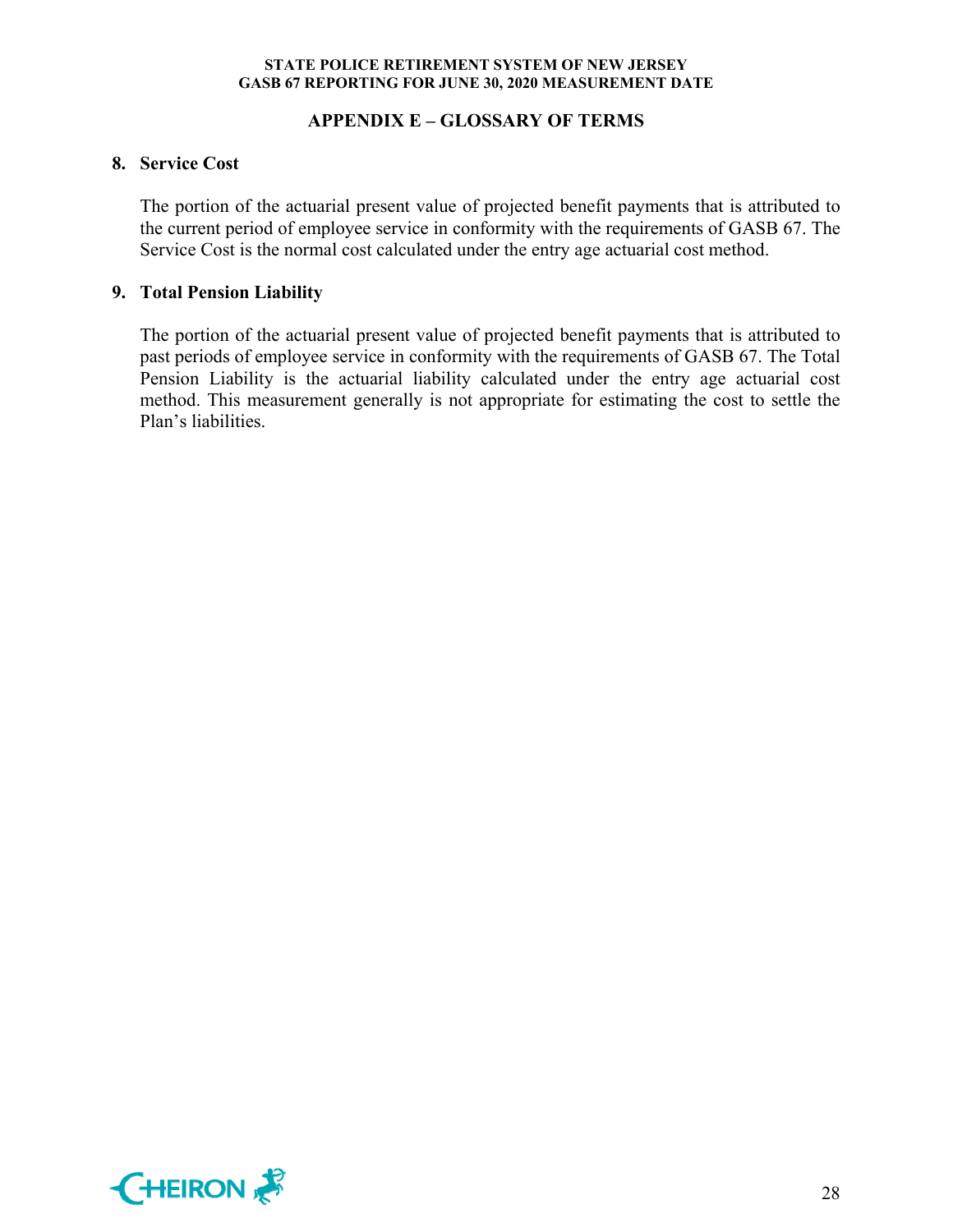## APPENDIX E – GLOSSARY OF TERMS

**8. Service Cost**

The portion of the actuarial present value of projected benefit payments that is attributed to the current period of employee service in conformity with the requirements of GASB 67. The Service Cost is the normal cost calculated under the entry age actuarial cost method.

**9. Total Pension Liability**

The portion of the actuarial present value of projected benefit payments that is attributed to past periods of employee service in conformity with the requirements of GASB 67. The Total Pension Liability is the actuarial liability calculated under the entry age actuarial cost method. This measurement generally is not appropriate for estimating the cost to settle the Plan's liabilities.